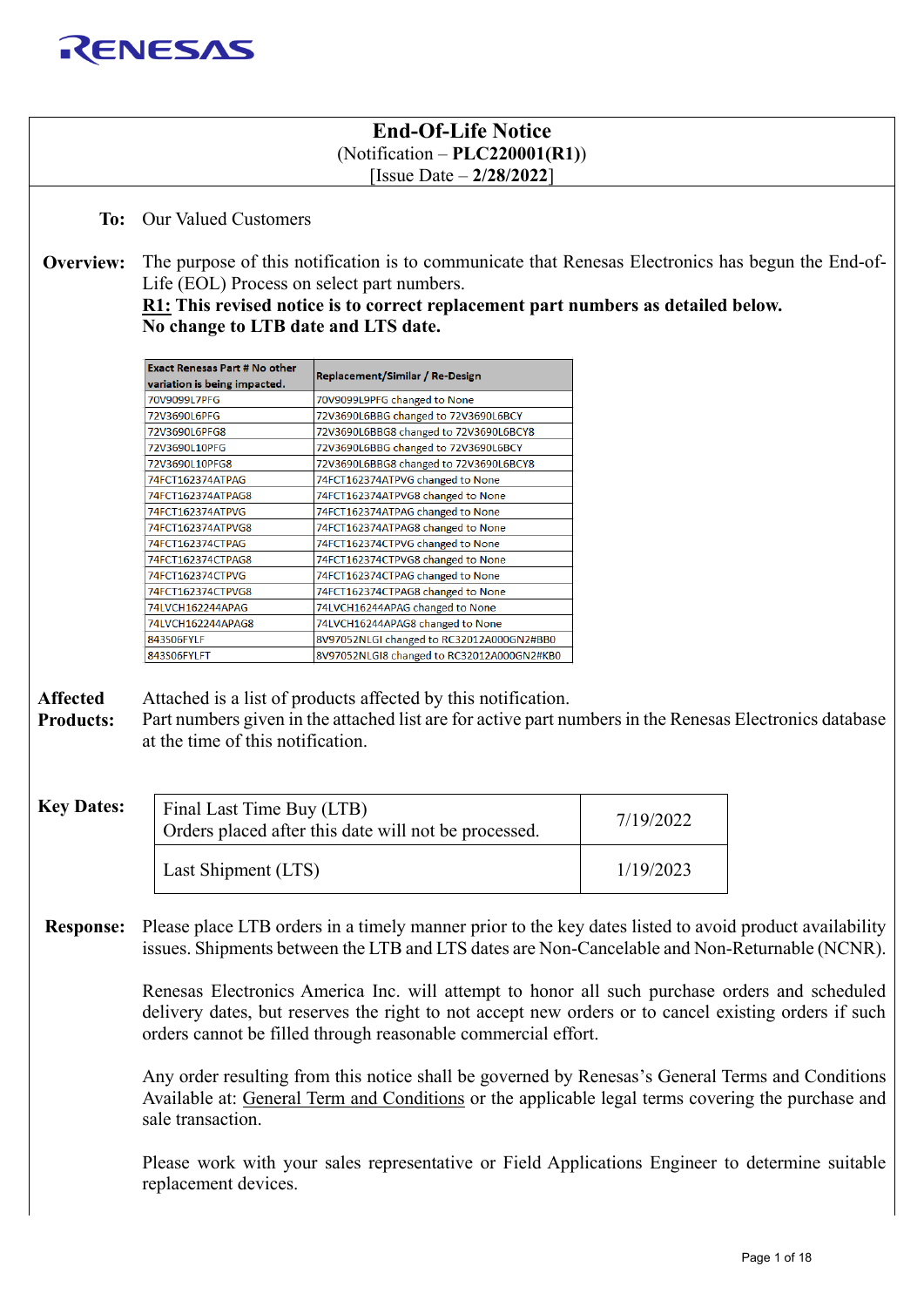# End-Of-Life Notice

(Notification – **PLC220001(R1)**)
[Issue Date – **2/28/2022**]

**To:** Our Valued Customers

**Overview:** The purpose of this notification is to communicate that Renesas Electronics has begun the End-of-Life (EOL) Process on select part numbers.
**R1: This revised notice is to correct replacement part numbers as detailed below.**
**No change to LTB date and LTS date.**

| Exact Renesas Part # No other variation is being impacted. | Replacement/Similar / Re-Design |
|---|---|
| 70V9099L7PFG | 70V9099L9PFG changed to None |
| 72V3690L6PFG | 72V3690L6BBG changed to 72V3690L6BCY |
| 72V3690L6PFG8 | 72V3690L6BBG8 changed to 72V3690L6BCY8 |
| 72V3690L10PFG | 72V3690L6BBG changed to 72V3690L6BCY |
| 72V3690L10PFG8 | 72V3690L6BBG8 changed to 72V3690L6BCY8 |
| 74FCT162374ATPAG | 74FCT162374ATPVG changed to None |
| 74FCT162374ATPAG8 | 74FCT162374ATPVG8 changed to None |
| 74FCT162374ATPVG | 74FCT162374ATPAG changed to None |
| 74FCT162374ATPVG8 | 74FCT162374ATPAG8 changed to None |
| 74FCT162374CTPAG | 74FCT162374CTPVG changed to None |
| 74FCT162374CTPAG8 | 74FCT162374CTPVG8 changed to None |
| 74FCT162374CTPVG | 74FCT162374CTPAG changed to None |
| 74FCT162374CTPVG8 | 74FCT162374CTPAG8 changed to None |
| 74LVCH162244APAG | 74LVCH16244APAG changed to None |
| 74LVCH162244APAG8 | 74LVCH16244APAG8 changed to None |
| 843S06FYLF | 8V97052NLGI changed to RC32012A000GN2#BB0 |
| 843S06FYLFT | 8V97052NLGI8 changed to RC32012A000GN2#KB0 |

**Affected Products:** Attached is a list of products affected by this notification.
Part numbers given in the attached list are for active part numbers in the Renesas Electronics database at the time of this notification.

**Key Dates:**

| | |
|---|---|
| Final Last Time Buy (LTB)<br>Orders placed after this date will not be processed. | 7/19/2022 |
| Last Shipment (LTS) | 1/19/2023 |

**Response:** Please place LTB orders in a timely manner prior to the key dates listed to avoid product availability issues. Shipments between the LTB and LTS dates are Non-Cancelable and Non-Returnable (NCNR).

Renesas Electronics America Inc. will attempt to honor all such purchase orders and scheduled delivery dates, but reserves the right to not accept new orders or to cancel existing orders if such orders cannot be filled through reasonable commercial effort.

Any order resulting from this notice shall be governed by Renesas's General Terms and Conditions Available at: General Term and Conditions or the applicable legal terms covering the purchase and sale transaction.

Please work with your sales representative or Field Applications Engineer to determine suitable replacement devices.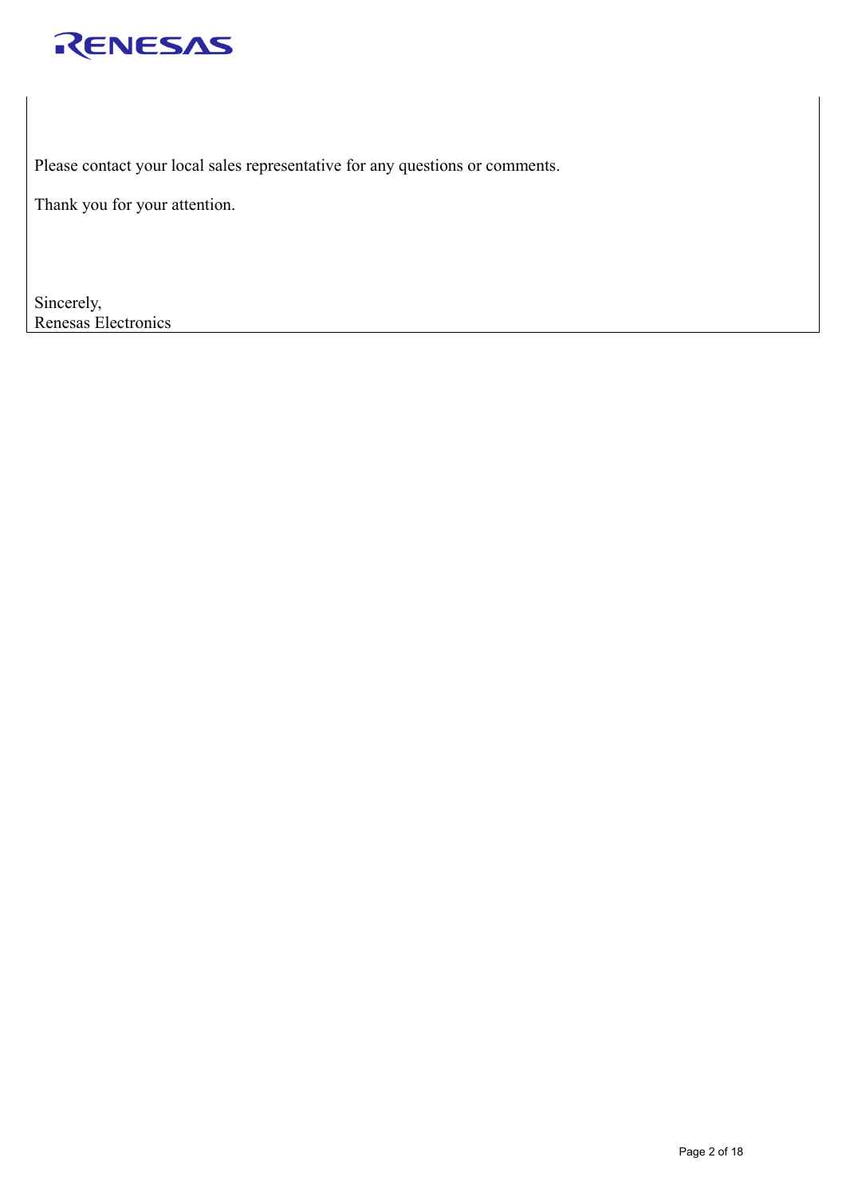Please contact your local sales representative for any questions or comments.

Thank you for your attention.

Sincerely,
Renesas Electronics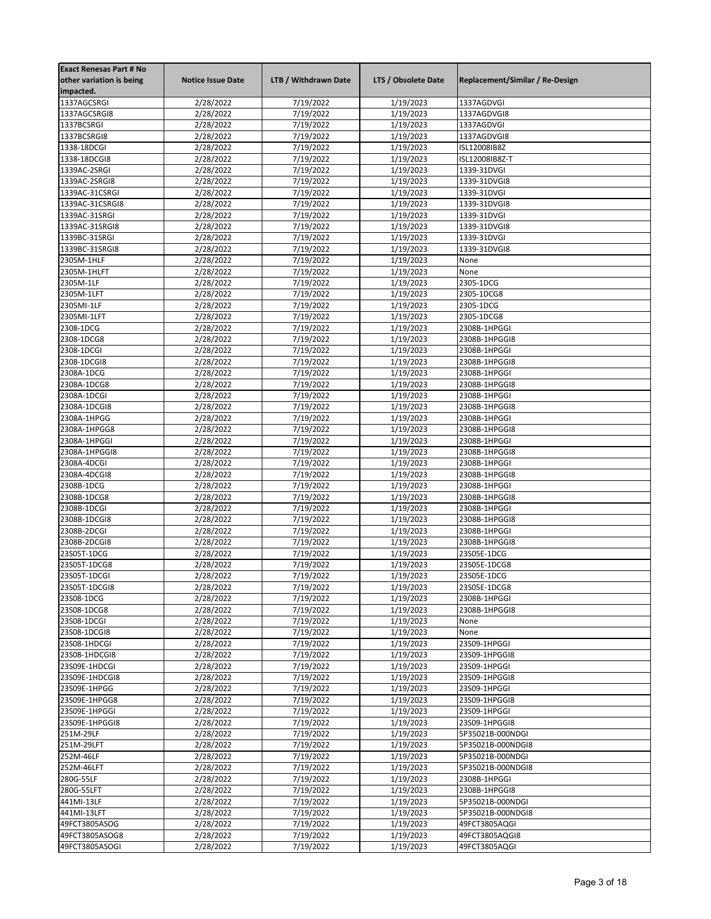| Exact Renesas Part # No other variation is being impacted. | Notice Issue Date | LTB / Withdrawn Date | LTS / Obsolete Date | Replacement/Similar / Re-Design |
|---|---|---|---|---|
| 1337AGCSRGI | 2/28/2022 | 7/19/2022 | 1/19/2023 | 1337AGDVGI |
| 1337AGCSRGI8 | 2/28/2022 | 7/19/2022 | 1/19/2023 | 1337AGDVGI8 |
| 1337BCSRGI | 2/28/2022 | 7/19/2022 | 1/19/2023 | 1337AGDVGI |
| 1337BCSRGI8 | 2/28/2022 | 7/19/2022 | 1/19/2023 | 1337AGDVGI8 |
| 1338-18DCGI | 2/28/2022 | 7/19/2022 | 1/19/2023 | ISL12008IB8Z |
| 1338-18DCGI8 | 2/28/2022 | 7/19/2022 | 1/19/2023 | ISL12008IB8Z-T |
| 1339AC-2SRGI | 2/28/2022 | 7/19/2022 | 1/19/2023 | 1339-31DVGI |
| 1339AC-2SRGI8 | 2/28/2022 | 7/19/2022 | 1/19/2023 | 1339-31DVGI8 |
| 1339AC-31CSRGI | 2/28/2022 | 7/19/2022 | 1/19/2023 | 1339-31DVGI |
| 1339AC-31CSRGI8 | 2/28/2022 | 7/19/2022 | 1/19/2023 | 1339-31DVGI8 |
| 1339AC-31SRGI | 2/28/2022 | 7/19/2022 | 1/19/2023 | 1339-31DVGI |
| 1339AC-31SRGI8 | 2/28/2022 | 7/19/2022 | 1/19/2023 | 1339-31DVGI8 |
| 1339BC-31SRGI | 2/28/2022 | 7/19/2022 | 1/19/2023 | 1339-31DVGI |
| 1339BC-31SRGI8 | 2/28/2022 | 7/19/2022 | 1/19/2023 | 1339-31DVGI8 |
| 2305M-1HLF | 2/28/2022 | 7/19/2022 | 1/19/2023 | None |
| 2305M-1HLFT | 2/28/2022 | 7/19/2022 | 1/19/2023 | None |
| 2305M-1LF | 2/28/2022 | 7/19/2022 | 1/19/2023 | 2305-1DCG |
| 2305M-1LFT | 2/28/2022 | 7/19/2022 | 1/19/2023 | 2305-1DCG8 |
| 2305MI-1LF | 2/28/2022 | 7/19/2022 | 1/19/2023 | 2305-1DCG |
| 2305MI-1LFT | 2/28/2022 | 7/19/2022 | 1/19/2023 | 2305-1DCG8 |
| 2308-1DCG | 2/28/2022 | 7/19/2022 | 1/19/2023 | 2308B-1HPGGI |
| 2308-1DCG8 | 2/28/2022 | 7/19/2022 | 1/19/2023 | 2308B-1HPGGI8 |
| 2308-1DCGI | 2/28/2022 | 7/19/2022 | 1/19/2023 | 2308B-1HPGGI |
| 2308-1DCGI8 | 2/28/2022 | 7/19/2022 | 1/19/2023 | 2308B-1HPGGI8 |
| 2308A-1DCG | 2/28/2022 | 7/19/2022 | 1/19/2023 | 2308B-1HPGGI |
| 2308A-1DCG8 | 2/28/2022 | 7/19/2022 | 1/19/2023 | 2308B-1HPGGI8 |
| 2308A-1DCGI | 2/28/2022 | 7/19/2022 | 1/19/2023 | 2308B-1HPGGI |
| 2308A-1DCGI8 | 2/28/2022 | 7/19/2022 | 1/19/2023 | 2308B-1HPGGI8 |
| 2308A-1HPGG | 2/28/2022 | 7/19/2022 | 1/19/2023 | 2308B-1HPGGI |
| 2308A-1HPGG8 | 2/28/2022 | 7/19/2022 | 1/19/2023 | 2308B-1HPGGI8 |
| 2308A-1HPGGI | 2/28/2022 | 7/19/2022 | 1/19/2023 | 2308B-1HPGGI |
| 2308A-1HPGGI8 | 2/28/2022 | 7/19/2022 | 1/19/2023 | 2308B-1HPGGI8 |
| 2308A-4DCGI | 2/28/2022 | 7/19/2022 | 1/19/2023 | 2308B-1HPGGI |
| 2308A-4DCGI8 | 2/28/2022 | 7/19/2022 | 1/19/2023 | 2308B-1HPGGI8 |
| 2308B-1DCG | 2/28/2022 | 7/19/2022 | 1/19/2023 | 2308B-1HPGGI |
| 2308B-1DCG8 | 2/28/2022 | 7/19/2022 | 1/19/2023 | 2308B-1HPGGI8 |
| 2308B-1DCGI | 2/28/2022 | 7/19/2022 | 1/19/2023 | 2308B-1HPGGI |
| 2308B-1DCGI8 | 2/28/2022 | 7/19/2022 | 1/19/2023 | 2308B-1HPGGI8 |
| 2308B-2DCGI | 2/28/2022 | 7/19/2022 | 1/19/2023 | 2308B-1HPGGI |
| 2308B-2DCGI8 | 2/28/2022 | 7/19/2022 | 1/19/2023 | 2308B-1HPGGI8 |
| 23S05T-1DCG | 2/28/2022 | 7/19/2022 | 1/19/2023 | 23S05E-1DCG |
| 23S05T-1DCG8 | 2/28/2022 | 7/19/2022 | 1/19/2023 | 23S05E-1DCG8 |
| 23S05T-1DCGI | 2/28/2022 | 7/19/2022 | 1/19/2023 | 23S05E-1DCG |
| 23S05T-1DCGI8 | 2/28/2022 | 7/19/2022 | 1/19/2023 | 23S05E-1DCG8 |
| 23S08-1DCG | 2/28/2022 | 7/19/2022 | 1/19/2023 | 2308B-1HPGGI |
| 23S08-1DCG8 | 2/28/2022 | 7/19/2022 | 1/19/2023 | 2308B-1HPGGI8 |
| 23S08-1DCGI | 2/28/2022 | 7/19/2022 | 1/19/2023 | None |
| 23S08-1DCGI8 | 2/28/2022 | 7/19/2022 | 1/19/2023 | None |
| 23S08-1HDCGI | 2/28/2022 | 7/19/2022 | 1/19/2023 | 23S09-1HPGGI |
| 23S08-1HDCGI8 | 2/28/2022 | 7/19/2022 | 1/19/2023 | 23S09-1HPGGI8 |
| 23S09E-1HDCGI | 2/28/2022 | 7/19/2022 | 1/19/2023 | 23S09-1HPGGI |
| 23S09E-1HDCGI8 | 2/28/2022 | 7/19/2022 | 1/19/2023 | 23S09-1HPGGI8 |
| 23S09E-1HPGG | 2/28/2022 | 7/19/2022 | 1/19/2023 | 23S09-1HPGGI |
| 23S09E-1HPGG8 | 2/28/2022 | 7/19/2022 | 1/19/2023 | 23S09-1HPGGI8 |
| 23S09E-1HPGGI | 2/28/2022 | 7/19/2022 | 1/19/2023 | 23S09-1HPGGI |
| 23S09E-1HPGGI8 | 2/28/2022 | 7/19/2022 | 1/19/2023 | 23S09-1HPGGI8 |
| 251M-29LF | 2/28/2022 | 7/19/2022 | 1/19/2023 | 5P35021B-000NDGI |
| 251M-29LFT | 2/28/2022 | 7/19/2022 | 1/19/2023 | 5P35021B-000NDGI8 |
| 252M-46LF | 2/28/2022 | 7/19/2022 | 1/19/2023 | 5P35021B-000NDGI |
| 252M-46LFT | 2/28/2022 | 7/19/2022 | 1/19/2023 | 5P35021B-000NDGI8 |
| 280G-55LF | 2/28/2022 | 7/19/2022 | 1/19/2023 | 2308B-1HPGGI |
| 280G-55LFT | 2/28/2022 | 7/19/2022 | 1/19/2023 | 2308B-1HPGGI8 |
| 441MI-13LF | 2/28/2022 | 7/19/2022 | 1/19/2023 | 5P35021B-000NDGI |
| 441MI-13LFT | 2/28/2022 | 7/19/2022 | 1/19/2023 | 5P35021B-000NDGI8 |
| 49FCT3805ASOG | 2/28/2022 | 7/19/2022 | 1/19/2023 | 49FCT3805AQGI |
| 49FCT3805ASOG8 | 2/28/2022 | 7/19/2022 | 1/19/2023 | 49FCT3805AQGI8 |
| 49FCT3805ASOGI | 2/28/2022 | 7/19/2022 | 1/19/2023 | 49FCT3805AQGI |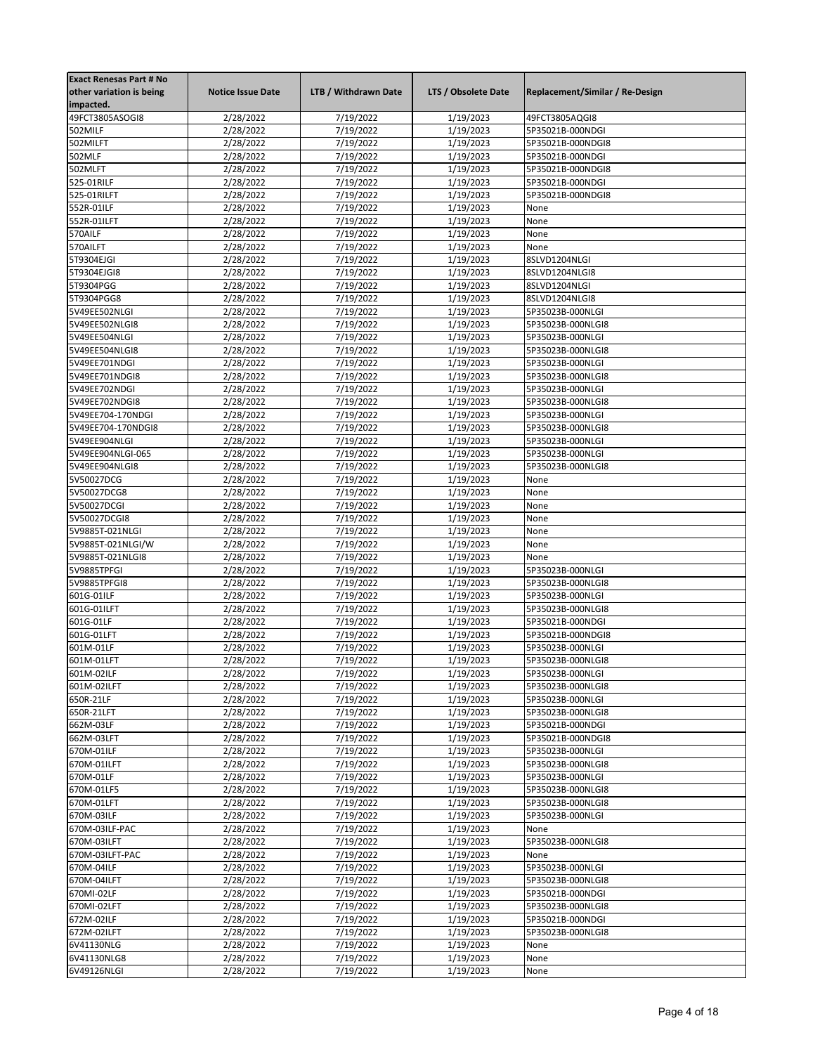| Exact Renesas Part # No other variation is being impacted. | Notice Issue Date | LTB / Withdrawn Date | LTS / Obsolete Date | Replacement/Similar / Re-Design |
|---|---|---|---|---|
| 49FCT3805ASOGI8 | 2/28/2022 | 7/19/2022 | 1/19/2023 | 49FCT3805AQGI8 |
| 502MILF | 2/28/2022 | 7/19/2022 | 1/19/2023 | 5P35021B-000NDGI |
| 502MILFT | 2/28/2022 | 7/19/2022 | 1/19/2023 | 5P35021B-000NDGI8 |
| 502MLF | 2/28/2022 | 7/19/2022 | 1/19/2023 | 5P35021B-000NDGI |
| 502MLFT | 2/28/2022 | 7/19/2022 | 1/19/2023 | 5P35021B-000NDGI8 |
| 525-01RILF | 2/28/2022 | 7/19/2022 | 1/19/2023 | 5P35021B-000NDGI |
| 525-01RILFT | 2/28/2022 | 7/19/2022 | 1/19/2023 | 5P35021B-000NDGI8 |
| 552R-01ILF | 2/28/2022 | 7/19/2022 | 1/19/2023 | None |
| 552R-01ILFT | 2/28/2022 | 7/19/2022 | 1/19/2023 | None |
| 570AILF | 2/28/2022 | 7/19/2022 | 1/19/2023 | None |
| 570AILFT | 2/28/2022 | 7/19/2022 | 1/19/2023 | None |
| 5T9304EJGI | 2/28/2022 | 7/19/2022 | 1/19/2023 | 8SLVD1204NLGI |
| 5T9304EJGI8 | 2/28/2022 | 7/19/2022 | 1/19/2023 | 8SLVD1204NLGI8 |
| 5T9304PGG | 2/28/2022 | 7/19/2022 | 1/19/2023 | 8SLVD1204NLGI |
| 5T9304PGG8 | 2/28/2022 | 7/19/2022 | 1/19/2023 | 8SLVD1204NLGI8 |
| 5V49EE502NLGI | 2/28/2022 | 7/19/2022 | 1/19/2023 | 5P35023B-000NLGI |
| 5V49EE502NLGI8 | 2/28/2022 | 7/19/2022 | 1/19/2023 | 5P35023B-000NLGI8 |
| 5V49EE504NLGI | 2/28/2022 | 7/19/2022 | 1/19/2023 | 5P35023B-000NLGI |
| 5V49EE504NLGI8 | 2/28/2022 | 7/19/2022 | 1/19/2023 | 5P35023B-000NLGI8 |
| 5V49EE701NDGI | 2/28/2022 | 7/19/2022 | 1/19/2023 | 5P35023B-000NLGI |
| 5V49EE701NDGI8 | 2/28/2022 | 7/19/2022 | 1/19/2023 | 5P35023B-000NLGI8 |
| 5V49EE702NDGI | 2/28/2022 | 7/19/2022 | 1/19/2023 | 5P35023B-000NLGI |
| 5V49EE702NDGI8 | 2/28/2022 | 7/19/2022 | 1/19/2023 | 5P35023B-000NLGI8 |
| 5V49EE704-170NDGI | 2/28/2022 | 7/19/2022 | 1/19/2023 | 5P35023B-000NLGI |
| 5V49EE704-170NDGI8 | 2/28/2022 | 7/19/2022 | 1/19/2023 | 5P35023B-000NLGI8 |
| 5V49EE904NLGI | 2/28/2022 | 7/19/2022 | 1/19/2023 | 5P35023B-000NLGI |
| 5V49EE904NLGI-065 | 2/28/2022 | 7/19/2022 | 1/19/2023 | 5P35023B-000NLGI |
| 5V49EE904NLGI8 | 2/28/2022 | 7/19/2022 | 1/19/2023 | 5P35023B-000NLGI8 |
| 5V50027DCG | 2/28/2022 | 7/19/2022 | 1/19/2023 | None |
| 5V50027DCG8 | 2/28/2022 | 7/19/2022 | 1/19/2023 | None |
| 5V50027DCGI | 2/28/2022 | 7/19/2022 | 1/19/2023 | None |
| 5V50027DCGI8 | 2/28/2022 | 7/19/2022 | 1/19/2023 | None |
| 5V9885T-021NLGI | 2/28/2022 | 7/19/2022 | 1/19/2023 | None |
| 5V9885T-021NLGI/W | 2/28/2022 | 7/19/2022 | 1/19/2023 | None |
| 5V9885T-021NLGI8 | 2/28/2022 | 7/19/2022 | 1/19/2023 | None |
| 5V9885TPFGI | 2/28/2022 | 7/19/2022 | 1/19/2023 | 5P35023B-000NLGI |
| 5V9885TPFGI8 | 2/28/2022 | 7/19/2022 | 1/19/2023 | 5P35023B-000NLGI8 |
| 601G-01ILF | 2/28/2022 | 7/19/2022 | 1/19/2023 | 5P35023B-000NLGI |
| 601G-01ILFT | 2/28/2022 | 7/19/2022 | 1/19/2023 | 5P35023B-000NLGI8 |
| 601G-01LF | 2/28/2022 | 7/19/2022 | 1/19/2023 | 5P35021B-000NDGI |
| 601G-01LFT | 2/28/2022 | 7/19/2022 | 1/19/2023 | 5P35021B-000NDGI8 |
| 601M-01LF | 2/28/2022 | 7/19/2022 | 1/19/2023 | 5P35023B-000NLGI |
| 601M-01LFT | 2/28/2022 | 7/19/2022 | 1/19/2023 | 5P35023B-000NLGI8 |
| 601M-02ILF | 2/28/2022 | 7/19/2022 | 1/19/2023 | 5P35023B-000NLGI |
| 601M-02ILFT | 2/28/2022 | 7/19/2022 | 1/19/2023 | 5P35023B-000NLGI8 |
| 650R-21LF | 2/28/2022 | 7/19/2022 | 1/19/2023 | 5P35023B-000NLGI |
| 650R-21LFT | 2/28/2022 | 7/19/2022 | 1/19/2023 | 5P35023B-000NLGI8 |
| 662M-03LF | 2/28/2022 | 7/19/2022 | 1/19/2023 | 5P35021B-000NDGI |
| 662M-03LFT | 2/28/2022 | 7/19/2022 | 1/19/2023 | 5P35021B-000NDGI8 |
| 670M-01ILF | 2/28/2022 | 7/19/2022 | 1/19/2023 | 5P35023B-000NLGI |
| 670M-01ILFT | 2/28/2022 | 7/19/2022 | 1/19/2023 | 5P35023B-000NLGI8 |
| 670M-01LF | 2/28/2022 | 7/19/2022 | 1/19/2023 | 5P35023B-000NLGI |
| 670M-01LF5 | 2/28/2022 | 7/19/2022 | 1/19/2023 | 5P35023B-000NLGI8 |
| 670M-01LFT | 2/28/2022 | 7/19/2022 | 1/19/2023 | 5P35023B-000NLGI8 |
| 670M-03ILF | 2/28/2022 | 7/19/2022 | 1/19/2023 | 5P35023B-000NLGI |
| 670M-03ILF-PAC | 2/28/2022 | 7/19/2022 | 1/19/2023 | None |
| 670M-03ILFT | 2/28/2022 | 7/19/2022 | 1/19/2023 | 5P35023B-000NLGI8 |
| 670M-03ILFT-PAC | 2/28/2022 | 7/19/2022 | 1/19/2023 | None |
| 670M-04ILF | 2/28/2022 | 7/19/2022 | 1/19/2023 | 5P35023B-000NLGI |
| 670M-04ILFT | 2/28/2022 | 7/19/2022 | 1/19/2023 | 5P35023B-000NLGI8 |
| 670MI-02LF | 2/28/2022 | 7/19/2022 | 1/19/2023 | 5P35021B-000NDGI |
| 670MI-02LFT | 2/28/2022 | 7/19/2022 | 1/19/2023 | 5P35023B-000NLGI8 |
| 672M-02ILF | 2/28/2022 | 7/19/2022 | 1/19/2023 | 5P35021B-000NDGI |
| 672M-02ILFT | 2/28/2022 | 7/19/2022 | 1/19/2023 | 5P35023B-000NLGI8 |
| 6V41130NLG | 2/28/2022 | 7/19/2022 | 1/19/2023 | None |
| 6V41130NLG8 | 2/28/2022 | 7/19/2022 | 1/19/2023 | None |
| 6V49126NLGI | 2/28/2022 | 7/19/2022 | 1/19/2023 | None |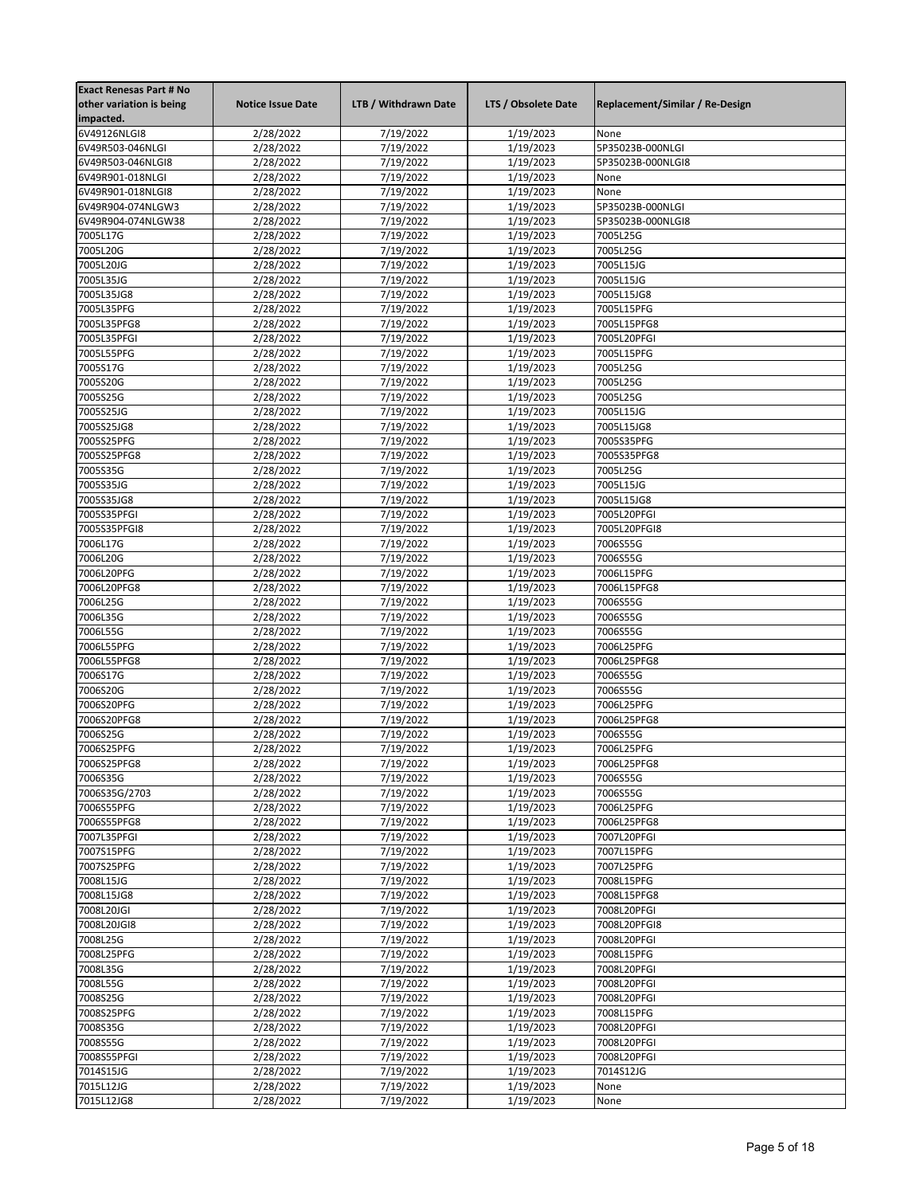| Exact Renesas Part # No other variation is being impacted. | Notice Issue Date | LTB / Withdrawn Date | LTS / Obsolete Date | Replacement/Similar / Re-Design |
|---|---|---|---|---|
| 6V49126NLGI8 | 2/28/2022 | 7/19/2022 | 1/19/2023 | None |
| 6V49R503-046NLGI | 2/28/2022 | 7/19/2022 | 1/19/2023 | 5P35023B-000NLGI |
| 6V49R503-046NLGI8 | 2/28/2022 | 7/19/2022 | 1/19/2023 | 5P35023B-000NLGI8 |
| 6V49R901-018NLGI | 2/28/2022 | 7/19/2022 | 1/19/2023 | None |
| 6V49R901-018NLGI8 | 2/28/2022 | 7/19/2022 | 1/19/2023 | None |
| 6V49R904-074NLGW3 | 2/28/2022 | 7/19/2022 | 1/19/2023 | 5P35023B-000NLGI |
| 6V49R904-074NLGW38 | 2/28/2022 | 7/19/2022 | 1/19/2023 | 5P35023B-000NLGI8 |
| 7005L17G | 2/28/2022 | 7/19/2022 | 1/19/2023 | 7005L25G |
| 7005L20G | 2/28/2022 | 7/19/2022 | 1/19/2023 | 7005L25G |
| 7005L20JG | 2/28/2022 | 7/19/2022 | 1/19/2023 | 7005L15JG |
| 7005L35JG | 2/28/2022 | 7/19/2022 | 1/19/2023 | 7005L15JG |
| 7005L35JG8 | 2/28/2022 | 7/19/2022 | 1/19/2023 | 7005L15JG8 |
| 7005L35PFG | 2/28/2022 | 7/19/2022 | 1/19/2023 | 7005L15PFG |
| 7005L35PFG8 | 2/28/2022 | 7/19/2022 | 1/19/2023 | 7005L15PFG8 |
| 7005L35PFGI | 2/28/2022 | 7/19/2022 | 1/19/2023 | 7005L20PFGI |
| 7005L55PFG | 2/28/2022 | 7/19/2022 | 1/19/2023 | 7005L15PFG |
| 7005S17G | 2/28/2022 | 7/19/2022 | 1/19/2023 | 7005L25G |
| 7005S20G | 2/28/2022 | 7/19/2022 | 1/19/2023 | 7005L25G |
| 7005S25G | 2/28/2022 | 7/19/2022 | 1/19/2023 | 7005L25G |
| 7005S25JG | 2/28/2022 | 7/19/2022 | 1/19/2023 | 7005L15JG |
| 7005S25JG8 | 2/28/2022 | 7/19/2022 | 1/19/2023 | 7005L15JG8 |
| 7005S25PFG | 2/28/2022 | 7/19/2022 | 1/19/2023 | 7005S35PFG |
| 7005S25PFG8 | 2/28/2022 | 7/19/2022 | 1/19/2023 | 7005S35PFG8 |
| 7005S35G | 2/28/2022 | 7/19/2022 | 1/19/2023 | 7005L25G |
| 7005S35JG | 2/28/2022 | 7/19/2022 | 1/19/2023 | 7005L15JG |
| 7005S35JG8 | 2/28/2022 | 7/19/2022 | 1/19/2023 | 7005L15JG8 |
| 7005S35PFGI | 2/28/2022 | 7/19/2022 | 1/19/2023 | 7005L20PFGI |
| 7005S35PFGI8 | 2/28/2022 | 7/19/2022 | 1/19/2023 | 7005L20PFGI8 |
| 7006L17G | 2/28/2022 | 7/19/2022 | 1/19/2023 | 7006S55G |
| 7006L20G | 2/28/2022 | 7/19/2022 | 1/19/2023 | 7006S55G |
| 7006L20PFG | 2/28/2022 | 7/19/2022 | 1/19/2023 | 7006L15PFG |
| 7006L20PFG8 | 2/28/2022 | 7/19/2022 | 1/19/2023 | 7006L15PFG8 |
| 7006L25G | 2/28/2022 | 7/19/2022 | 1/19/2023 | 7006S55G |
| 7006L35G | 2/28/2022 | 7/19/2022 | 1/19/2023 | 7006S55G |
| 7006L55G | 2/28/2022 | 7/19/2022 | 1/19/2023 | 7006S55G |
| 7006L55PFG | 2/28/2022 | 7/19/2022 | 1/19/2023 | 7006L25PFG |
| 7006L55PFG8 | 2/28/2022 | 7/19/2022 | 1/19/2023 | 7006L25PFG8 |
| 7006S17G | 2/28/2022 | 7/19/2022 | 1/19/2023 | 7006S55G |
| 7006S20G | 2/28/2022 | 7/19/2022 | 1/19/2023 | 7006S55G |
| 7006S20PFG | 2/28/2022 | 7/19/2022 | 1/19/2023 | 7006L25PFG |
| 7006S20PFG8 | 2/28/2022 | 7/19/2022 | 1/19/2023 | 7006L25PFG8 |
| 7006S25G | 2/28/2022 | 7/19/2022 | 1/19/2023 | 7006S55G |
| 7006S25PFG | 2/28/2022 | 7/19/2022 | 1/19/2023 | 7006L25PFG |
| 7006S25PFG8 | 2/28/2022 | 7/19/2022 | 1/19/2023 | 7006L25PFG8 |
| 7006S35G | 2/28/2022 | 7/19/2022 | 1/19/2023 | 7006S55G |
| 7006S35G/2703 | 2/28/2022 | 7/19/2022 | 1/19/2023 | 7006S55G |
| 7006S55PFG | 2/28/2022 | 7/19/2022 | 1/19/2023 | 7006L25PFG |
| 7006S55PFG8 | 2/28/2022 | 7/19/2022 | 1/19/2023 | 7006L25PFG8 |
| 7007L35PFGI | 2/28/2022 | 7/19/2022 | 1/19/2023 | 7007L20PFGI |
| 7007S15PFG | 2/28/2022 | 7/19/2022 | 1/19/2023 | 7007L15PFG |
| 7007S25PFG | 2/28/2022 | 7/19/2022 | 1/19/2023 | 7007L25PFG |
| 7008L15JG | 2/28/2022 | 7/19/2022 | 1/19/2023 | 7008L15PFG |
| 7008L15JG8 | 2/28/2022 | 7/19/2022 | 1/19/2023 | 7008L15PFG8 |
| 7008L20JGI | 2/28/2022 | 7/19/2022 | 1/19/2023 | 7008L20PFGI |
| 7008L20JGI8 | 2/28/2022 | 7/19/2022 | 1/19/2023 | 7008L20PFGI8 |
| 7008L25G | 2/28/2022 | 7/19/2022 | 1/19/2023 | 7008L20PFGI |
| 7008L25PFG | 2/28/2022 | 7/19/2022 | 1/19/2023 | 7008L15PFG |
| 7008L35G | 2/28/2022 | 7/19/2022 | 1/19/2023 | 7008L20PFGI |
| 7008L55G | 2/28/2022 | 7/19/2022 | 1/19/2023 | 7008L20PFGI |
| 7008S25G | 2/28/2022 | 7/19/2022 | 1/19/2023 | 7008L20PFGI |
| 7008S25PFG | 2/28/2022 | 7/19/2022 | 1/19/2023 | 7008L15PFG |
| 7008S35G | 2/28/2022 | 7/19/2022 | 1/19/2023 | 7008L20PFGI |
| 7008S55G | 2/28/2022 | 7/19/2022 | 1/19/2023 | 7008L20PFGI |
| 7008S55PFGI | 2/28/2022 | 7/19/2022 | 1/19/2023 | 7008L20PFGI |
| 7014S15JG | 2/28/2022 | 7/19/2022 | 1/19/2023 | 7014S12JG |
| 7015L12JG | 2/28/2022 | 7/19/2022 | 1/19/2023 | None |
| 7015L12JG8 | 2/28/2022 | 7/19/2022 | 1/19/2023 | None |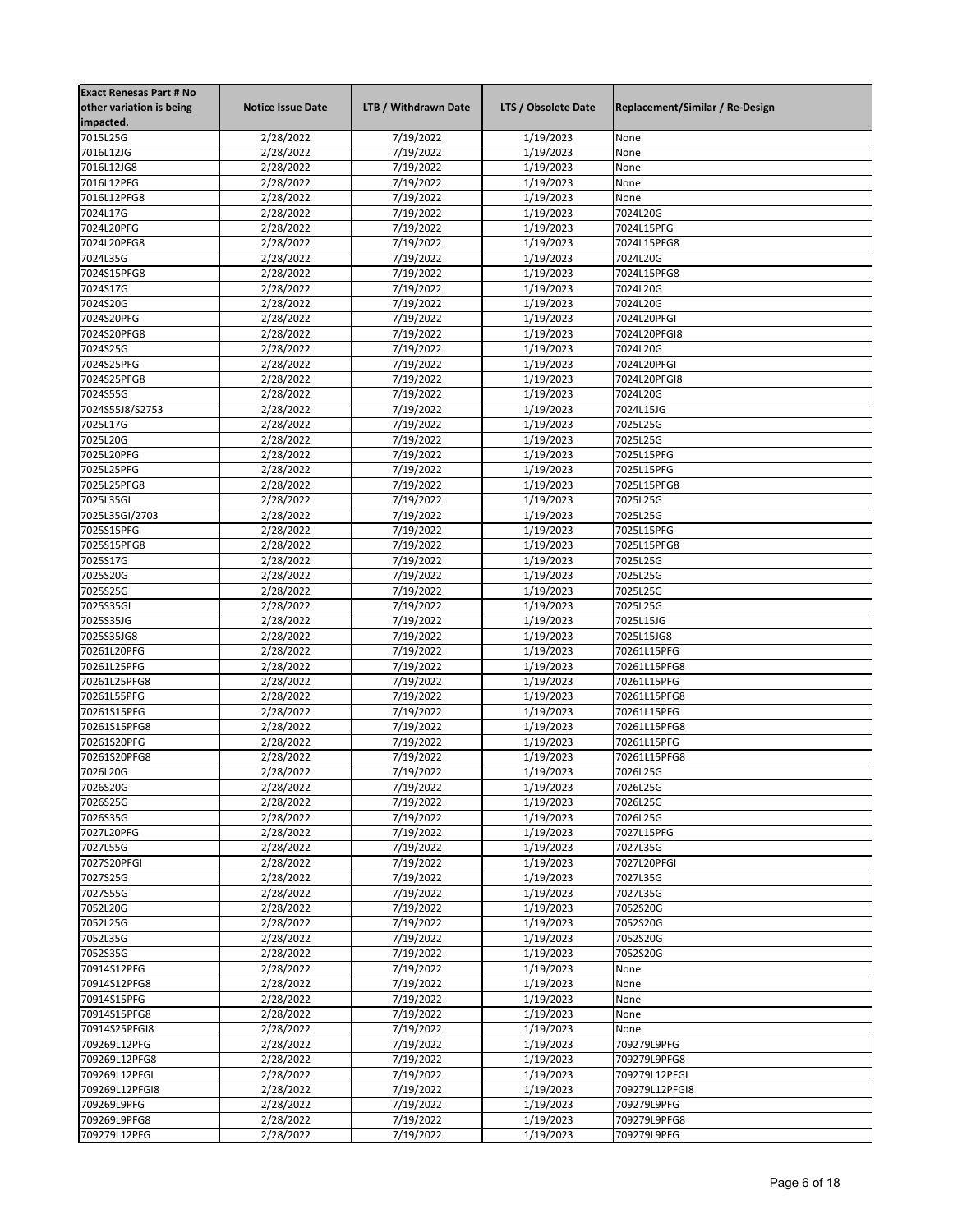| Exact Renesas Part # No other variation is being impacted. | Notice Issue Date | LTB / Withdrawn Date | LTS / Obsolete Date | Replacement/Similar / Re-Design |
|---|---|---|---|---|
| 7015L25G | 2/28/2022 | 7/19/2022 | 1/19/2023 | None |
| 7016L12JG | 2/28/2022 | 7/19/2022 | 1/19/2023 | None |
| 7016L12JG8 | 2/28/2022 | 7/19/2022 | 1/19/2023 | None |
| 7016L12PFG | 2/28/2022 | 7/19/2022 | 1/19/2023 | None |
| 7016L12PFG8 | 2/28/2022 | 7/19/2022 | 1/19/2023 | None |
| 7024L17G | 2/28/2022 | 7/19/2022 | 1/19/2023 | 7024L20G |
| 7024L20PFG | 2/28/2022 | 7/19/2022 | 1/19/2023 | 7024L15PFG |
| 7024L20PFG8 | 2/28/2022 | 7/19/2022 | 1/19/2023 | 7024L15PFG8 |
| 7024L35G | 2/28/2022 | 7/19/2022 | 1/19/2023 | 7024L20G |
| 7024S15PFG8 | 2/28/2022 | 7/19/2022 | 1/19/2023 | 7024L15PFG8 |
| 7024S17G | 2/28/2022 | 7/19/2022 | 1/19/2023 | 7024L20G |
| 7024S20G | 2/28/2022 | 7/19/2022 | 1/19/2023 | 7024L20G |
| 7024S20PFG | 2/28/2022 | 7/19/2022 | 1/19/2023 | 7024L20PFGI |
| 7024S20PFG8 | 2/28/2022 | 7/19/2022 | 1/19/2023 | 7024L20PFGI8 |
| 7024S25G | 2/28/2022 | 7/19/2022 | 1/19/2023 | 7024L20G |
| 7024S25PFG | 2/28/2022 | 7/19/2022 | 1/19/2023 | 7024L20PFGI |
| 7024S25PFG8 | 2/28/2022 | 7/19/2022 | 1/19/2023 | 7024L20PFGI8 |
| 7024S55G | 2/28/2022 | 7/19/2022 | 1/19/2023 | 7024L20G |
| 7024S55J8/S2753 | 2/28/2022 | 7/19/2022 | 1/19/2023 | 7024L15JG |
| 7025L17G | 2/28/2022 | 7/19/2022 | 1/19/2023 | 7025L25G |
| 7025L20G | 2/28/2022 | 7/19/2022 | 1/19/2023 | 7025L25G |
| 7025L20PFG | 2/28/2022 | 7/19/2022 | 1/19/2023 | 7025L15PFG |
| 7025L25PFG | 2/28/2022 | 7/19/2022 | 1/19/2023 | 7025L15PFG |
| 7025L25PFG8 | 2/28/2022 | 7/19/2022 | 1/19/2023 | 7025L15PFG8 |
| 7025L35GI | 2/28/2022 | 7/19/2022 | 1/19/2023 | 7025L25G |
| 7025L35GI/2703 | 2/28/2022 | 7/19/2022 | 1/19/2023 | 7025L25G |
| 7025S15PFG | 2/28/2022 | 7/19/2022 | 1/19/2023 | 7025L15PFG |
| 7025S15PFG8 | 2/28/2022 | 7/19/2022 | 1/19/2023 | 7025L15PFG8 |
| 7025S17G | 2/28/2022 | 7/19/2022 | 1/19/2023 | 7025L25G |
| 7025S20G | 2/28/2022 | 7/19/2022 | 1/19/2023 | 7025L25G |
| 7025S25G | 2/28/2022 | 7/19/2022 | 1/19/2023 | 7025L25G |
| 7025S35GI | 2/28/2022 | 7/19/2022 | 1/19/2023 | 7025L25G |
| 7025S35JG | 2/28/2022 | 7/19/2022 | 1/19/2023 | 7025L15JG |
| 7025S35JG8 | 2/28/2022 | 7/19/2022 | 1/19/2023 | 7025L15JG8 |
| 70261L20PFG | 2/28/2022 | 7/19/2022 | 1/19/2023 | 70261L15PFG |
| 70261L25PFG | 2/28/2022 | 7/19/2022 | 1/19/2023 | 70261L15PFG8 |
| 70261L25PFG8 | 2/28/2022 | 7/19/2022 | 1/19/2023 | 70261L15PFG |
| 70261L55PFG | 2/28/2022 | 7/19/2022 | 1/19/2023 | 70261L15PFG8 |
| 70261S15PFG | 2/28/2022 | 7/19/2022 | 1/19/2023 | 70261L15PFG |
| 70261S15PFG8 | 2/28/2022 | 7/19/2022 | 1/19/2023 | 70261L15PFG8 |
| 70261S20PFG | 2/28/2022 | 7/19/2022 | 1/19/2023 | 70261L15PFG |
| 70261S20PFG8 | 2/28/2022 | 7/19/2022 | 1/19/2023 | 70261L15PFG8 |
| 7026L20G | 2/28/2022 | 7/19/2022 | 1/19/2023 | 7026L25G |
| 7026S20G | 2/28/2022 | 7/19/2022 | 1/19/2023 | 7026L25G |
| 7026S25G | 2/28/2022 | 7/19/2022 | 1/19/2023 | 7026L25G |
| 7026S35G | 2/28/2022 | 7/19/2022 | 1/19/2023 | 7026L25G |
| 7027L20PFG | 2/28/2022 | 7/19/2022 | 1/19/2023 | 7027L15PFG |
| 7027L55G | 2/28/2022 | 7/19/2022 | 1/19/2023 | 7027L35G |
| 7027S20PFGI | 2/28/2022 | 7/19/2022 | 1/19/2023 | 7027L20PFGI |
| 7027S25G | 2/28/2022 | 7/19/2022 | 1/19/2023 | 7027L35G |
| 7027S55G | 2/28/2022 | 7/19/2022 | 1/19/2023 | 7027L35G |
| 7052L20G | 2/28/2022 | 7/19/2022 | 1/19/2023 | 7052S20G |
| 7052L25G | 2/28/2022 | 7/19/2022 | 1/19/2023 | 7052S20G |
| 7052L35G | 2/28/2022 | 7/19/2022 | 1/19/2023 | 7052S20G |
| 7052S35G | 2/28/2022 | 7/19/2022 | 1/19/2023 | 7052S20G |
| 70914S12PFG | 2/28/2022 | 7/19/2022 | 1/19/2023 | None |
| 70914S12PFG8 | 2/28/2022 | 7/19/2022 | 1/19/2023 | None |
| 70914S15PFG | 2/28/2022 | 7/19/2022 | 1/19/2023 | None |
| 70914S15PFG8 | 2/28/2022 | 7/19/2022 | 1/19/2023 | None |
| 70914S25PFGI8 | 2/28/2022 | 7/19/2022 | 1/19/2023 | None |
| 709269L12PFG | 2/28/2022 | 7/19/2022 | 1/19/2023 | 709279L9PFG |
| 709269L12PFG8 | 2/28/2022 | 7/19/2022 | 1/19/2023 | 709279L9PFG8 |
| 709269L12PFGI | 2/28/2022 | 7/19/2022 | 1/19/2023 | 709279L12PFGI |
| 709269L12PFGI8 | 2/28/2022 | 7/19/2022 | 1/19/2023 | 709279L12PFGI8 |
| 709269L9PFG | 2/28/2022 | 7/19/2022 | 1/19/2023 | 709279L9PFG |
| 709269L9PFG8 | 2/28/2022 | 7/19/2022 | 1/19/2023 | 709279L9PFG8 |
| 709279L12PFG | 2/28/2022 | 7/19/2022 | 1/19/2023 | 709279L9PFG |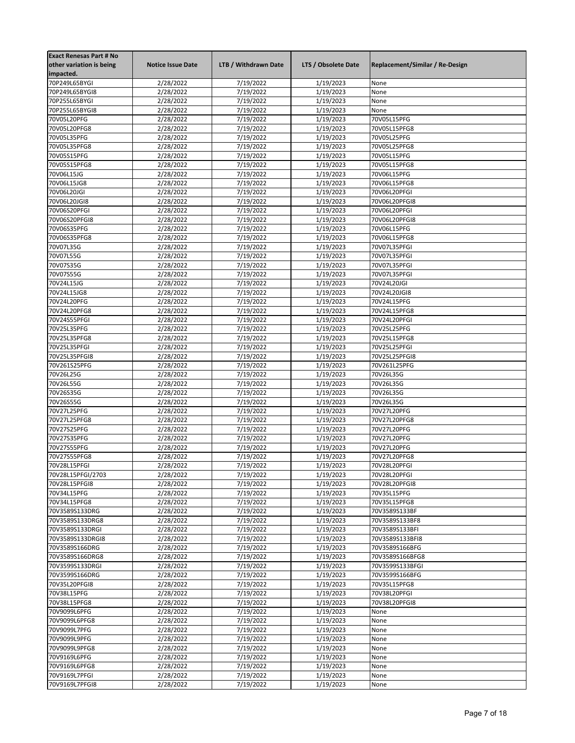| Exact Renesas Part # No other variation is being impacted. | Notice Issue Date | LTB / Withdrawn Date | LTS / Obsolete Date | Replacement/Similar / Re-Design |
|---|---|---|---|---|
| 70P249L65BYGI | 2/28/2022 | 7/19/2022 | 1/19/2023 | None |
| 70P249L65BYGI8 | 2/28/2022 | 7/19/2022 | 1/19/2023 | None |
| 70P255L65BYGI | 2/28/2022 | 7/19/2022 | 1/19/2023 | None |
| 70P255L65BYGI8 | 2/28/2022 | 7/19/2022 | 1/19/2023 | None |
| 70V05L20PFG | 2/28/2022 | 7/19/2022 | 1/19/2023 | 70V05L15PFG |
| 70V05L20PFG8 | 2/28/2022 | 7/19/2022 | 1/19/2023 | 70V05L15PFG8 |
| 70V05L35PFG | 2/28/2022 | 7/19/2022 | 1/19/2023 | 70V05L25PFG |
| 70V05L35PFG8 | 2/28/2022 | 7/19/2022 | 1/19/2023 | 70V05L25PFG8 |
| 70V05S15PFG | 2/28/2022 | 7/19/2022 | 1/19/2023 | 70V05L15PFG |
| 70V05S15PFG8 | 2/28/2022 | 7/19/2022 | 1/19/2023 | 70V05L15PFG8 |
| 70V06L15JG | 2/28/2022 | 7/19/2022 | 1/19/2023 | 70V06L15PFG |
| 70V06L15JG8 | 2/28/2022 | 7/19/2022 | 1/19/2023 | 70V06L15PFG8 |
| 70V06L20JGI | 2/28/2022 | 7/19/2022 | 1/19/2023 | 70V06L20PFGI |
| 70V06L20JGI8 | 2/28/2022 | 7/19/2022 | 1/19/2023 | 70V06L20PFGI8 |
| 70V06S20PFGI | 2/28/2022 | 7/19/2022 | 1/19/2023 | 70V06L20PFGI |
| 70V06S20PFGI8 | 2/28/2022 | 7/19/2022 | 1/19/2023 | 70V06L20PFGI8 |
| 70V06S35PFG | 2/28/2022 | 7/19/2022 | 1/19/2023 | 70V06L15PFG |
| 70V06S35PFG8 | 2/28/2022 | 7/19/2022 | 1/19/2023 | 70V06L15PFG8 |
| 70V07L35G | 2/28/2022 | 7/19/2022 | 1/19/2023 | 70V07L35PFGI |
| 70V07L55G | 2/28/2022 | 7/19/2022 | 1/19/2023 | 70V07L35PFGI |
| 70V07S35G | 2/28/2022 | 7/19/2022 | 1/19/2023 | 70V07L35PFGI |
| 70V07S55G | 2/28/2022 | 7/19/2022 | 1/19/2023 | 70V07L35PFGI |
| 70V24L15JG | 2/28/2022 | 7/19/2022 | 1/19/2023 | 70V24L20JGI |
| 70V24L15JG8 | 2/28/2022 | 7/19/2022 | 1/19/2023 | 70V24L20JGI8 |
| 70V24L20PFG | 2/28/2022 | 7/19/2022 | 1/19/2023 | 70V24L15PFG |
| 70V24L20PFG8 | 2/28/2022 | 7/19/2022 | 1/19/2023 | 70V24L15PFG8 |
| 70V24S55PFGI | 2/28/2022 | 7/19/2022 | 1/19/2023 | 70V24L20PFGI |
| 70V25L35PFG | 2/28/2022 | 7/19/2022 | 1/19/2023 | 70V25L25PFG |
| 70V25L35PFG8 | 2/28/2022 | 7/19/2022 | 1/19/2023 | 70V25L15PFG8 |
| 70V25L35PFGI | 2/28/2022 | 7/19/2022 | 1/19/2023 | 70V25L25PFGI |
| 70V25L35PFGI8 | 2/28/2022 | 7/19/2022 | 1/19/2023 | 70V25L25PFGI8 |
| 70V261S25PFG | 2/28/2022 | 7/19/2022 | 1/19/2023 | 70V261L25PFG |
| 70V26L25G | 2/28/2022 | 7/19/2022 | 1/19/2023 | 70V26L35G |
| 70V26L55G | 2/28/2022 | 7/19/2022 | 1/19/2023 | 70V26L35G |
| 70V26S35G | 2/28/2022 | 7/19/2022 | 1/19/2023 | 70V26L35G |
| 70V26S55G | 2/28/2022 | 7/19/2022 | 1/19/2023 | 70V26L35G |
| 70V27L25PFG | 2/28/2022 | 7/19/2022 | 1/19/2023 | 70V27L20PFG |
| 70V27L25PFG8 | 2/28/2022 | 7/19/2022 | 1/19/2023 | 70V27L20PFG8 |
| 70V27S25PFG | 2/28/2022 | 7/19/2022 | 1/19/2023 | 70V27L20PFG |
| 70V27S35PFG | 2/28/2022 | 7/19/2022 | 1/19/2023 | 70V27L20PFG |
| 70V27S55PFG | 2/28/2022 | 7/19/2022 | 1/19/2023 | 70V27L20PFG |
| 70V27S55PFG8 | 2/28/2022 | 7/19/2022 | 1/19/2023 | 70V27L20PFG8 |
| 70V28L15PFGI | 2/28/2022 | 7/19/2022 | 1/19/2023 | 70V28L20PFGI |
| 70V28L15PFGI/2703 | 2/28/2022 | 7/19/2022 | 1/19/2023 | 70V28L20PFGI |
| 70V28L15PFGI8 | 2/28/2022 | 7/19/2022 | 1/19/2023 | 70V28L20PFGI8 |
| 70V34L15PFG | 2/28/2022 | 7/19/2022 | 1/19/2023 | 70V35L15PFG |
| 70V34L15PFG8 | 2/28/2022 | 7/19/2022 | 1/19/2023 | 70V35L15PFG8 |
| 70V3589S133DRG | 2/28/2022 | 7/19/2022 | 1/19/2023 | 70V3589S133BF |
| 70V3589S133DRG8 | 2/28/2022 | 7/19/2022 | 1/19/2023 | 70V3589S133BF8 |
| 70V3589S133DRGI | 2/28/2022 | 7/19/2022 | 1/19/2023 | 70V3589S133BFI |
| 70V3589S133DRGI8 | 2/28/2022 | 7/19/2022 | 1/19/2023 | 70V3589S133BFI8 |
| 70V3589S166DRG | 2/28/2022 | 7/19/2022 | 1/19/2023 | 70V3589S166BFG |
| 70V3589S166DRG8 | 2/28/2022 | 7/19/2022 | 1/19/2023 | 70V3589S166BFG8 |
| 70V3599S133DRGI | 2/28/2022 | 7/19/2022 | 1/19/2023 | 70V3599S133BFGI |
| 70V3599S166DRG | 2/28/2022 | 7/19/2022 | 1/19/2023 | 70V3599S166BFG |
| 70V35L20PFGI8 | 2/28/2022 | 7/19/2022 | 1/19/2023 | 70V35L15PFG8 |
| 70V38L15PFG | 2/28/2022 | 7/19/2022 | 1/19/2023 | 70V38L20PFGI |
| 70V38L15PFG8 | 2/28/2022 | 7/19/2022 | 1/19/2023 | 70V38L20PFGI8 |
| 70V9099L6PFG | 2/28/2022 | 7/19/2022 | 1/19/2023 | None |
| 70V9099L6PFG8 | 2/28/2022 | 7/19/2022 | 1/19/2023 | None |
| 70V9099L7PFG | 2/28/2022 | 7/19/2022 | 1/19/2023 | None |
| 70V9099L9PFG | 2/28/2022 | 7/19/2022 | 1/19/2023 | None |
| 70V9099L9PFG8 | 2/28/2022 | 7/19/2022 | 1/19/2023 | None |
| 70V9169L6PFG | 2/28/2022 | 7/19/2022 | 1/19/2023 | None |
| 70V9169L6PFG8 | 2/28/2022 | 7/19/2022 | 1/19/2023 | None |
| 70V9169L7PFGI | 2/28/2022 | 7/19/2022 | 1/19/2023 | None |
| 70V9169L7PFGI8 | 2/28/2022 | 7/19/2022 | 1/19/2023 | None |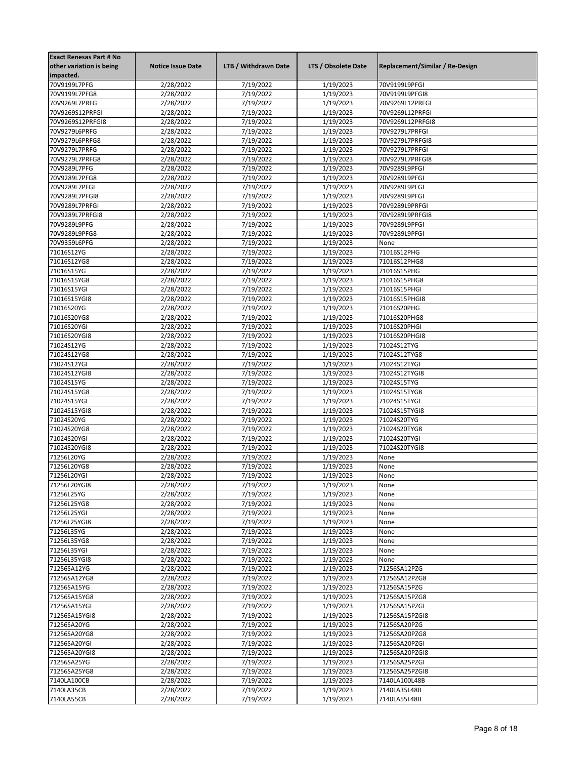| Exact Renesas Part # No other variation is being impacted. | Notice Issue Date | LTB / Withdrawn Date | LTS / Obsolete Date | Replacement/Similar / Re-Design |
|---|---|---|---|---|
| 70V9199L7PFG | 2/28/2022 | 7/19/2022 | 1/19/2023 | 70V9199L9PFGI |
| 70V9199L7PFG8 | 2/28/2022 | 7/19/2022 | 1/19/2023 | 70V9199L9PFGI8 |
| 70V9269L7PRFG | 2/28/2022 | 7/19/2022 | 1/19/2023 | 70V9269L12PRFGI |
| 70V9269S12PRFGI | 2/28/2022 | 7/19/2022 | 1/19/2023 | 70V9269L12PRFGI |
| 70V9269S12PRFGI8 | 2/28/2022 | 7/19/2022 | 1/19/2023 | 70V9269L12PRFGI8 |
| 70V9279L6PRFG | 2/28/2022 | 7/19/2022 | 1/19/2023 | 70V9279L7PRFGI |
| 70V9279L6PRFG8 | 2/28/2022 | 7/19/2022 | 1/19/2023 | 70V9279L7PRFGI8 |
| 70V9279L7PRFG | 2/28/2022 | 7/19/2022 | 1/19/2023 | 70V9279L7PRFGI |
| 70V9279L7PRFG8 | 2/28/2022 | 7/19/2022 | 1/19/2023 | 70V9279L7PRFGI8 |
| 70V9289L7PFG | 2/28/2022 | 7/19/2022 | 1/19/2023 | 70V9289L9PFGI |
| 70V9289L7PFG8 | 2/28/2022 | 7/19/2022 | 1/19/2023 | 70V9289L9PFGI |
| 70V9289L7PFGI | 2/28/2022 | 7/19/2022 | 1/19/2023 | 70V9289L9PFGI |
| 70V9289L7PFGI8 | 2/28/2022 | 7/19/2022 | 1/19/2023 | 70V9289L9PFGI |
| 70V9289L7PRFGI | 2/28/2022 | 7/19/2022 | 1/19/2023 | 70V9289L9PRFGI |
| 70V9289L7PRFGI8 | 2/28/2022 | 7/19/2022 | 1/19/2023 | 70V9289L9PRFGI8 |
| 70V9289L9PFG | 2/28/2022 | 7/19/2022 | 1/19/2023 | 70V9289L9PFGI |
| 70V9289L9PFG8 | 2/28/2022 | 7/19/2022 | 1/19/2023 | 70V9289L9PFGI |
| 70V9359L6PFG | 2/28/2022 | 7/19/2022 | 1/19/2023 | None |
| 71016S12YG | 2/28/2022 | 7/19/2022 | 1/19/2023 | 71016S12PHG |
| 71016S12YG8 | 2/28/2022 | 7/19/2022 | 1/19/2023 | 71016S12PHG8 |
| 71016S15YG | 2/28/2022 | 7/19/2022 | 1/19/2023 | 71016S15PHG |
| 71016S15YG8 | 2/28/2022 | 7/19/2022 | 1/19/2023 | 71016S15PHG8 |
| 71016S15YGI | 2/28/2022 | 7/19/2022 | 1/19/2023 | 71016S15PHGI |
| 71016S15YGI8 | 2/28/2022 | 7/19/2022 | 1/19/2023 | 71016S15PHGI8 |
| 71016S20YG | 2/28/2022 | 7/19/2022 | 1/19/2023 | 71016S20PHG |
| 71016S20YG8 | 2/28/2022 | 7/19/2022 | 1/19/2023 | 71016S20PHG8 |
| 71016S20YGI | 2/28/2022 | 7/19/2022 | 1/19/2023 | 71016S20PHGI |
| 71016S20YGI8 | 2/28/2022 | 7/19/2022 | 1/19/2023 | 71016S20PHGI8 |
| 71024S12YG | 2/28/2022 | 7/19/2022 | 1/19/2023 | 71024S12TYG |
| 71024S12YG8 | 2/28/2022 | 7/19/2022 | 1/19/2023 | 71024S12TYG8 |
| 71024S12YGI | 2/28/2022 | 7/19/2022 | 1/19/2023 | 71024S12TYGI |
| 71024S12YGI8 | 2/28/2022 | 7/19/2022 | 1/19/2023 | 71024S12TYGI8 |
| 71024S15YG | 2/28/2022 | 7/19/2022 | 1/19/2023 | 71024S15TYG |
| 71024S15YG8 | 2/28/2022 | 7/19/2022 | 1/19/2023 | 71024S15TYG8 |
| 71024S15YGI | 2/28/2022 | 7/19/2022 | 1/19/2023 | 71024S15TYGI |
| 71024S15YGI8 | 2/28/2022 | 7/19/2022 | 1/19/2023 | 71024S15TYGI8 |
| 71024S20YG | 2/28/2022 | 7/19/2022 | 1/19/2023 | 71024S20TYG |
| 71024S20YG8 | 2/28/2022 | 7/19/2022 | 1/19/2023 | 71024S20TYG8 |
| 71024S20YGI | 2/28/2022 | 7/19/2022 | 1/19/2023 | 71024S20TYGI |
| 71024S20YGI8 | 2/28/2022 | 7/19/2022 | 1/19/2023 | 71024S20TYGI8 |
| 71256L20YG | 2/28/2022 | 7/19/2022 | 1/19/2023 | None |
| 71256L20YG8 | 2/28/2022 | 7/19/2022 | 1/19/2023 | None |
| 71256L20YGI | 2/28/2022 | 7/19/2022 | 1/19/2023 | None |
| 71256L20YGI8 | 2/28/2022 | 7/19/2022 | 1/19/2023 | None |
| 71256L25YG | 2/28/2022 | 7/19/2022 | 1/19/2023 | None |
| 71256L25YG8 | 2/28/2022 | 7/19/2022 | 1/19/2023 | None |
| 71256L25YGI | 2/28/2022 | 7/19/2022 | 1/19/2023 | None |
| 71256L25YGI8 | 2/28/2022 | 7/19/2022 | 1/19/2023 | None |
| 71256L35YG | 2/28/2022 | 7/19/2022 | 1/19/2023 | None |
| 71256L35YG8 | 2/28/2022 | 7/19/2022 | 1/19/2023 | None |
| 71256L35YGI | 2/28/2022 | 7/19/2022 | 1/19/2023 | None |
| 71256L35YGI8 | 2/28/2022 | 7/19/2022 | 1/19/2023 | None |
| 71256SA12YG | 2/28/2022 | 7/19/2022 | 1/19/2023 | 71256SA12PZG |
| 71256SA12YG8 | 2/28/2022 | 7/19/2022 | 1/19/2023 | 71256SA12PZG8 |
| 71256SA15YG | 2/28/2022 | 7/19/2022 | 1/19/2023 | 71256SA15PZG |
| 71256SA15YG8 | 2/28/2022 | 7/19/2022 | 1/19/2023 | 71256SA15PZG8 |
| 71256SA15YGI | 2/28/2022 | 7/19/2022 | 1/19/2023 | 71256SA15PZGI |
| 71256SA15YGI8 | 2/28/2022 | 7/19/2022 | 1/19/2023 | 71256SA15PZGI8 |
| 71256SA20YG | 2/28/2022 | 7/19/2022 | 1/19/2023 | 71256SA20PZG |
| 71256SA20YG8 | 2/28/2022 | 7/19/2022 | 1/19/2023 | 71256SA20PZG8 |
| 71256SA20YGI | 2/28/2022 | 7/19/2022 | 1/19/2023 | 71256SA20PZGI |
| 71256SA20YGI8 | 2/28/2022 | 7/19/2022 | 1/19/2023 | 71256SA20PZGI8 |
| 71256SA25YG | 2/28/2022 | 7/19/2022 | 1/19/2023 | 71256SA25PZGI |
| 71256SA25YG8 | 2/28/2022 | 7/19/2022 | 1/19/2023 | 71256SA25PZGI8 |
| 7140LA100CB | 2/28/2022 | 7/19/2022 | 1/19/2023 | 7140LA100L48B |
| 7140LA35CB | 2/28/2022 | 7/19/2022 | 1/19/2023 | 7140LA35L48B |
| 7140LA55CB | 2/28/2022 | 7/19/2022 | 1/19/2023 | 7140LA55L48B |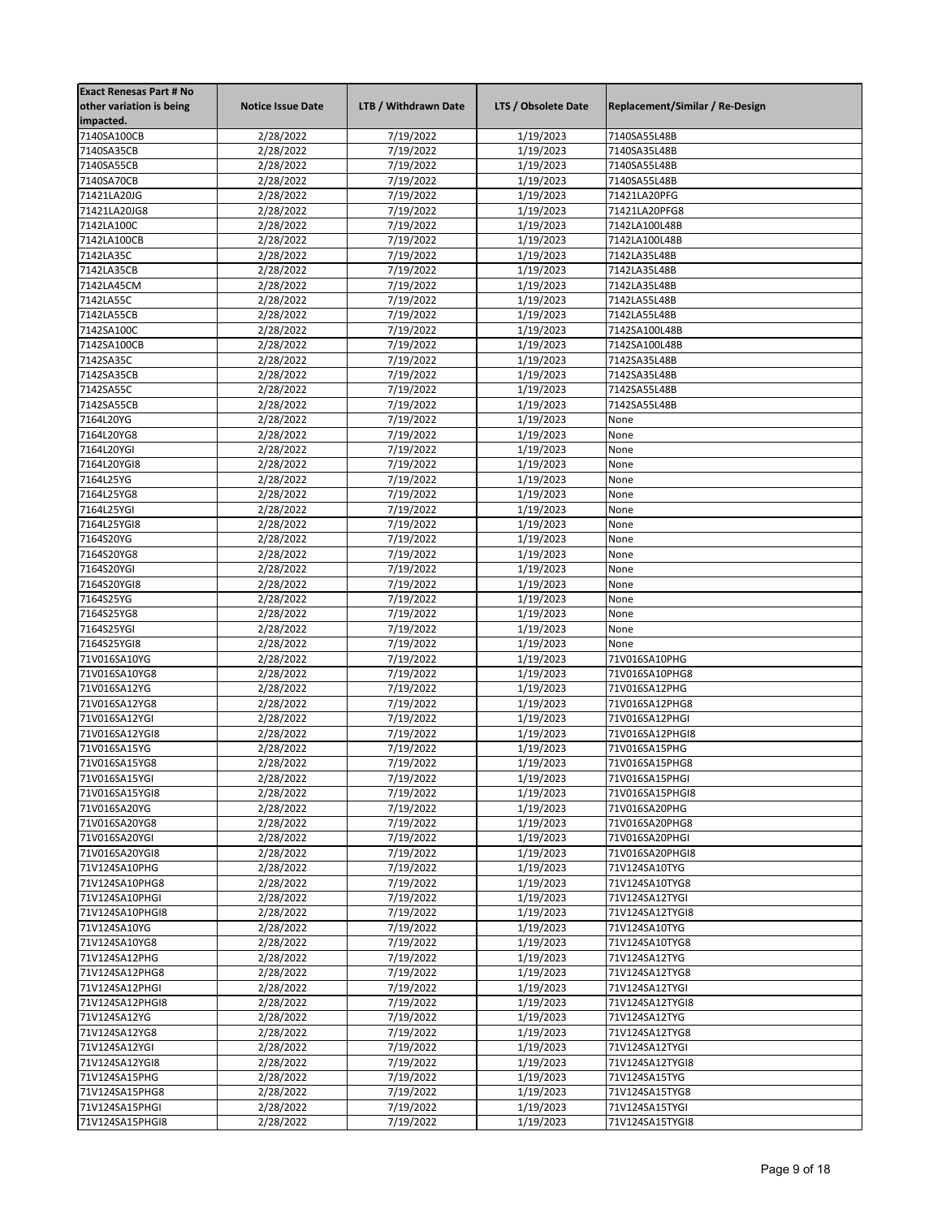| Exact Renesas Part # No other variation is being impacted. | Notice Issue Date | LTB / Withdrawn Date | LTS / Obsolete Date | Replacement/Similar / Re-Design |
|---|---|---|---|---|
| 7140SA100CB | 2/28/2022 | 7/19/2022 | 1/19/2023 | 7140SA55L48B |
| 7140SA35CB | 2/28/2022 | 7/19/2022 | 1/19/2023 | 7140SA35L48B |
| 7140SA55CB | 2/28/2022 | 7/19/2022 | 1/19/2023 | 7140SA55L48B |
| 7140SA70CB | 2/28/2022 | 7/19/2022 | 1/19/2023 | 7140SA55L48B |
| 71421LA20JG | 2/28/2022 | 7/19/2022 | 1/19/2023 | 71421LA20PFG |
| 71421LA20JG8 | 2/28/2022 | 7/19/2022 | 1/19/2023 | 71421LA20PFG8 |
| 7142LA100C | 2/28/2022 | 7/19/2022 | 1/19/2023 | 7142LA100L48B |
| 7142LA100CB | 2/28/2022 | 7/19/2022 | 1/19/2023 | 7142LA100L48B |
| 7142LA35C | 2/28/2022 | 7/19/2022 | 1/19/2023 | 7142LA35L48B |
| 7142LA35CB | 2/28/2022 | 7/19/2022 | 1/19/2023 | 7142LA35L48B |
| 7142LA45CM | 2/28/2022 | 7/19/2022 | 1/19/2023 | 7142LA35L48B |
| 7142LA55C | 2/28/2022 | 7/19/2022 | 1/19/2023 | 7142LA55L48B |
| 7142LA55CB | 2/28/2022 | 7/19/2022 | 1/19/2023 | 7142LA55L48B |
| 7142SA100C | 2/28/2022 | 7/19/2022 | 1/19/2023 | 7142SA100L48B |
| 7142SA100CB | 2/28/2022 | 7/19/2022 | 1/19/2023 | 7142SA100L48B |
| 7142SA35C | 2/28/2022 | 7/19/2022 | 1/19/2023 | 7142SA35L48B |
| 7142SA35CB | 2/28/2022 | 7/19/2022 | 1/19/2023 | 7142SA35L48B |
| 7142SA55C | 2/28/2022 | 7/19/2022 | 1/19/2023 | 7142SA55L48B |
| 7142SA55CB | 2/28/2022 | 7/19/2022 | 1/19/2023 | 7142SA55L48B |
| 7164L20YG | 2/28/2022 | 7/19/2022 | 1/19/2023 | None |
| 7164L20YG8 | 2/28/2022 | 7/19/2022 | 1/19/2023 | None |
| 7164L20YGI | 2/28/2022 | 7/19/2022 | 1/19/2023 | None |
| 7164L20YGI8 | 2/28/2022 | 7/19/2022 | 1/19/2023 | None |
| 7164L25YG | 2/28/2022 | 7/19/2022 | 1/19/2023 | None |
| 7164L25YG8 | 2/28/2022 | 7/19/2022 | 1/19/2023 | None |
| 7164L25YGI | 2/28/2022 | 7/19/2022 | 1/19/2023 | None |
| 7164L25YGI8 | 2/28/2022 | 7/19/2022 | 1/19/2023 | None |
| 7164S20YG | 2/28/2022 | 7/19/2022 | 1/19/2023 | None |
| 7164S20YG8 | 2/28/2022 | 7/19/2022 | 1/19/2023 | None |
| 7164S20YGI | 2/28/2022 | 7/19/2022 | 1/19/2023 | None |
| 7164S20YGI8 | 2/28/2022 | 7/19/2022 | 1/19/2023 | None |
| 7164S25YG | 2/28/2022 | 7/19/2022 | 1/19/2023 | None |
| 7164S25YG8 | 2/28/2022 | 7/19/2022 | 1/19/2023 | None |
| 7164S25YGI | 2/28/2022 | 7/19/2022 | 1/19/2023 | None |
| 7164S25YGI8 | 2/28/2022 | 7/19/2022 | 1/19/2023 | None |
| 71V016SA10YG | 2/28/2022 | 7/19/2022 | 1/19/2023 | 71V016SA10PHG |
| 71V016SA10YG8 | 2/28/2022 | 7/19/2022 | 1/19/2023 | 71V016SA10PHG8 |
| 71V016SA12YG | 2/28/2022 | 7/19/2022 | 1/19/2023 | 71V016SA12PHG |
| 71V016SA12YG8 | 2/28/2022 | 7/19/2022 | 1/19/2023 | 71V016SA12PHG8 |
| 71V016SA12YGI | 2/28/2022 | 7/19/2022 | 1/19/2023 | 71V016SA12PHGI |
| 71V016SA12YGI8 | 2/28/2022 | 7/19/2022 | 1/19/2023 | 71V016SA12PHGI8 |
| 71V016SA15YG | 2/28/2022 | 7/19/2022 | 1/19/2023 | 71V016SA15PHG |
| 71V016SA15YG8 | 2/28/2022 | 7/19/2022 | 1/19/2023 | 71V016SA15PHG8 |
| 71V016SA15YGI | 2/28/2022 | 7/19/2022 | 1/19/2023 | 71V016SA15PHGI |
| 71V016SA15YGI8 | 2/28/2022 | 7/19/2022 | 1/19/2023 | 71V016SA15PHGI8 |
| 71V016SA20YG | 2/28/2022 | 7/19/2022 | 1/19/2023 | 71V016SA20PHG |
| 71V016SA20YG8 | 2/28/2022 | 7/19/2022 | 1/19/2023 | 71V016SA20PHG8 |
| 71V016SA20YGI | 2/28/2022 | 7/19/2022 | 1/19/2023 | 71V016SA20PHGI |
| 71V016SA20YGI8 | 2/28/2022 | 7/19/2022 | 1/19/2023 | 71V016SA20PHGI8 |
| 71V124SA10PHG | 2/28/2022 | 7/19/2022 | 1/19/2023 | 71V124SA10TYG |
| 71V124SA10PHG8 | 2/28/2022 | 7/19/2022 | 1/19/2023 | 71V124SA10TYG8 |
| 71V124SA10PHGI | 2/28/2022 | 7/19/2022 | 1/19/2023 | 71V124SA12TYGI |
| 71V124SA10PHGI8 | 2/28/2022 | 7/19/2022 | 1/19/2023 | 71V124SA12TYGI8 |
| 71V124SA10YG | 2/28/2022 | 7/19/2022 | 1/19/2023 | 71V124SA10TYG |
| 71V124SA10YG8 | 2/28/2022 | 7/19/2022 | 1/19/2023 | 71V124SA10TYG8 |
| 71V124SA12PHG | 2/28/2022 | 7/19/2022 | 1/19/2023 | 71V124SA12TYG |
| 71V124SA12PHG8 | 2/28/2022 | 7/19/2022 | 1/19/2023 | 71V124SA12TYG8 |
| 71V124SA12PHGI | 2/28/2022 | 7/19/2022 | 1/19/2023 | 71V124SA12TYGI |
| 71V124SA12PHGI8 | 2/28/2022 | 7/19/2022 | 1/19/2023 | 71V124SA12TYGI8 |
| 71V124SA12YG | 2/28/2022 | 7/19/2022 | 1/19/2023 | 71V124SA12TYG |
| 71V124SA12YG8 | 2/28/2022 | 7/19/2022 | 1/19/2023 | 71V124SA12TYG8 |
| 71V124SA12YGI | 2/28/2022 | 7/19/2022 | 1/19/2023 | 71V124SA12TYGI |
| 71V124SA12YGI8 | 2/28/2022 | 7/19/2022 | 1/19/2023 | 71V124SA12TYGI8 |
| 71V124SA15PHG | 2/28/2022 | 7/19/2022 | 1/19/2023 | 71V124SA15TYG |
| 71V124SA15PHG8 | 2/28/2022 | 7/19/2022 | 1/19/2023 | 71V124SA15TYG8 |
| 71V124SA15PHGI | 2/28/2022 | 7/19/2022 | 1/19/2023 | 71V124SA15TYGI |
| 71V124SA15PHGI8 | 2/28/2022 | 7/19/2022 | 1/19/2023 | 71V124SA15TYGI8 |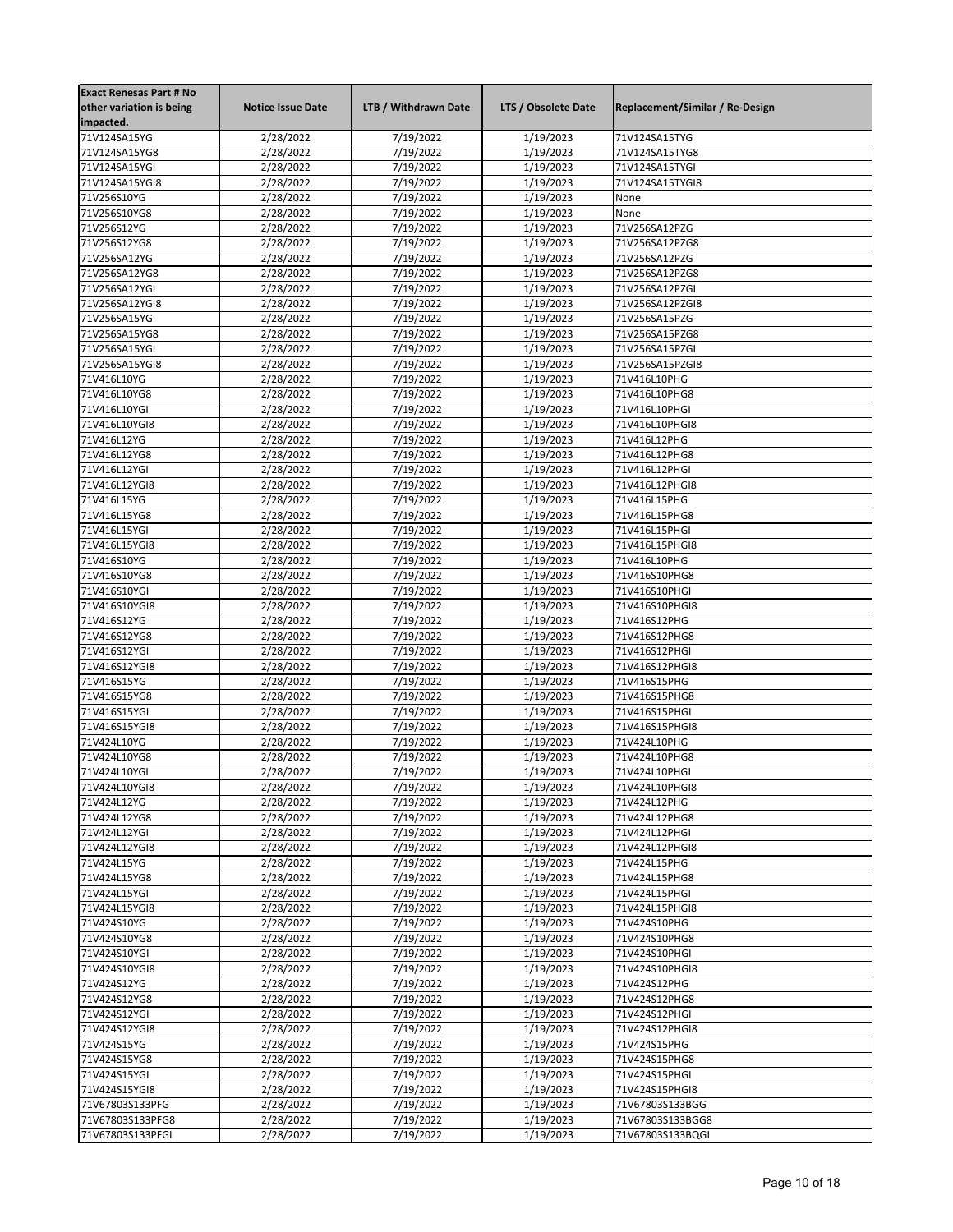| Exact Renesas Part # No other variation is being impacted. | Notice Issue Date | LTB / Withdrawn Date | LTS / Obsolete Date | Replacement/Similar / Re-Design |
|---|---|---|---|---|
| 71V124SA15YG | 2/28/2022 | 7/19/2022 | 1/19/2023 | 71V124SA15TYG |
| 71V124SA15YG8 | 2/28/2022 | 7/19/2022 | 1/19/2023 | 71V124SA15TYG8 |
| 71V124SA15YGI | 2/28/2022 | 7/19/2022 | 1/19/2023 | 71V124SA15TYGI |
| 71V124SA15YGI8 | 2/28/2022 | 7/19/2022 | 1/19/2023 | 71V124SA15TYGI8 |
| 71V256S10YG | 2/28/2022 | 7/19/2022 | 1/19/2023 | None |
| 71V256S10YG8 | 2/28/2022 | 7/19/2022 | 1/19/2023 | None |
| 71V256S12YG | 2/28/2022 | 7/19/2022 | 1/19/2023 | 71V256SA12PZG |
| 71V256S12YG8 | 2/28/2022 | 7/19/2022 | 1/19/2023 | 71V256SA12PZG8 |
| 71V256SA12YG | 2/28/2022 | 7/19/2022 | 1/19/2023 | 71V256SA12PZG |
| 71V256SA12YG8 | 2/28/2022 | 7/19/2022 | 1/19/2023 | 71V256SA12PZG8 |
| 71V256SA12YGI | 2/28/2022 | 7/19/2022 | 1/19/2023 | 71V256SA12PZGI |
| 71V256SA12YGI8 | 2/28/2022 | 7/19/2022 | 1/19/2023 | 71V256SA12PZGI8 |
| 71V256SA15YG | 2/28/2022 | 7/19/2022 | 1/19/2023 | 71V256SA15PZG |
| 71V256SA15YG8 | 2/28/2022 | 7/19/2022 | 1/19/2023 | 71V256SA15PZG8 |
| 71V256SA15YGI | 2/28/2022 | 7/19/2022 | 1/19/2023 | 71V256SA15PZGI |
| 71V256SA15YGI8 | 2/28/2022 | 7/19/2022 | 1/19/2023 | 71V256SA15PZGI8 |
| 71V416L10YG | 2/28/2022 | 7/19/2022 | 1/19/2023 | 71V416L10PHG |
| 71V416L10YG8 | 2/28/2022 | 7/19/2022 | 1/19/2023 | 71V416L10PHG8 |
| 71V416L10YGI | 2/28/2022 | 7/19/2022 | 1/19/2023 | 71V416L10PHGI |
| 71V416L10YGI8 | 2/28/2022 | 7/19/2022 | 1/19/2023 | 71V416L10PHGI8 |
| 71V416L12YG | 2/28/2022 | 7/19/2022 | 1/19/2023 | 71V416L12PHG |
| 71V416L12YG8 | 2/28/2022 | 7/19/2022 | 1/19/2023 | 71V416L12PHG8 |
| 71V416L12YGI | 2/28/2022 | 7/19/2022 | 1/19/2023 | 71V416L12PHGI |
| 71V416L12YGI8 | 2/28/2022 | 7/19/2022 | 1/19/2023 | 71V416L12PHGI8 |
| 71V416L15YG | 2/28/2022 | 7/19/2022 | 1/19/2023 | 71V416L15PHG |
| 71V416L15YG8 | 2/28/2022 | 7/19/2022 | 1/19/2023 | 71V416L15PHG8 |
| 71V416L15YGI | 2/28/2022 | 7/19/2022 | 1/19/2023 | 71V416L15PHGI |
| 71V416L15YGI8 | 2/28/2022 | 7/19/2022 | 1/19/2023 | 71V416L15PHGI8 |
| 71V416S10YG | 2/28/2022 | 7/19/2022 | 1/19/2023 | 71V416L10PHG |
| 71V416S10YG8 | 2/28/2022 | 7/19/2022 | 1/19/2023 | 71V416S10PHG8 |
| 71V416S10YGI | 2/28/2022 | 7/19/2022 | 1/19/2023 | 71V416S10PHGI |
| 71V416S10YGI8 | 2/28/2022 | 7/19/2022 | 1/19/2023 | 71V416S10PHGI8 |
| 71V416S12YG | 2/28/2022 | 7/19/2022 | 1/19/2023 | 71V416S12PHG |
| 71V416S12YG8 | 2/28/2022 | 7/19/2022 | 1/19/2023 | 71V416S12PHG8 |
| 71V416S12YGI | 2/28/2022 | 7/19/2022 | 1/19/2023 | 71V416S12PHGI |
| 71V416S12YGI8 | 2/28/2022 | 7/19/2022 | 1/19/2023 | 71V416S12PHGI8 |
| 71V416S15YG | 2/28/2022 | 7/19/2022 | 1/19/2023 | 71V416S15PHG |
| 71V416S15YG8 | 2/28/2022 | 7/19/2022 | 1/19/2023 | 71V416S15PHG8 |
| 71V416S15YGI | 2/28/2022 | 7/19/2022 | 1/19/2023 | 71V416S15PHGI |
| 71V416S15YGI8 | 2/28/2022 | 7/19/2022 | 1/19/2023 | 71V416S15PHGI8 |
| 71V424L10YG | 2/28/2022 | 7/19/2022 | 1/19/2023 | 71V424L10PHG |
| 71V424L10YG8 | 2/28/2022 | 7/19/2022 | 1/19/2023 | 71V424L10PHG8 |
| 71V424L10YGI | 2/28/2022 | 7/19/2022 | 1/19/2023 | 71V424L10PHGI |
| 71V424L10YGI8 | 2/28/2022 | 7/19/2022 | 1/19/2023 | 71V424L10PHGI8 |
| 71V424L12YG | 2/28/2022 | 7/19/2022 | 1/19/2023 | 71V424L12PHG |
| 71V424L12YG8 | 2/28/2022 | 7/19/2022 | 1/19/2023 | 71V424L12PHG8 |
| 71V424L12YGI | 2/28/2022 | 7/19/2022 | 1/19/2023 | 71V424L12PHGI |
| 71V424L12YGI8 | 2/28/2022 | 7/19/2022 | 1/19/2023 | 71V424L12PHGI8 |
| 71V424L15YG | 2/28/2022 | 7/19/2022 | 1/19/2023 | 71V424L15PHG |
| 71V424L15YG8 | 2/28/2022 | 7/19/2022 | 1/19/2023 | 71V424L15PHG8 |
| 71V424L15YGI | 2/28/2022 | 7/19/2022 | 1/19/2023 | 71V424L15PHGI |
| 71V424L15YGI8 | 2/28/2022 | 7/19/2022 | 1/19/2023 | 71V424L15PHGI8 |
| 71V424S10YG | 2/28/2022 | 7/19/2022 | 1/19/2023 | 71V424S10PHG |
| 71V424S10YG8 | 2/28/2022 | 7/19/2022 | 1/19/2023 | 71V424S10PHG8 |
| 71V424S10YGI | 2/28/2022 | 7/19/2022 | 1/19/2023 | 71V424S10PHGI |
| 71V424S10YGI8 | 2/28/2022 | 7/19/2022 | 1/19/2023 | 71V424S10PHGI8 |
| 71V424S12YG | 2/28/2022 | 7/19/2022 | 1/19/2023 | 71V424S12PHG |
| 71V424S12YG8 | 2/28/2022 | 7/19/2022 | 1/19/2023 | 71V424S12PHG8 |
| 71V424S12YGI | 2/28/2022 | 7/19/2022 | 1/19/2023 | 71V424S12PHGI |
| 71V424S12YGI8 | 2/28/2022 | 7/19/2022 | 1/19/2023 | 71V424S12PHGI8 |
| 71V424S15YG | 2/28/2022 | 7/19/2022 | 1/19/2023 | 71V424S15PHG |
| 71V424S15YG8 | 2/28/2022 | 7/19/2022 | 1/19/2023 | 71V424S15PHG8 |
| 71V424S15YGI | 2/28/2022 | 7/19/2022 | 1/19/2023 | 71V424S15PHGI |
| 71V424S15YGI8 | 2/28/2022 | 7/19/2022 | 1/19/2023 | 71V424S15PHGI8 |
| 71V67803S133PFG | 2/28/2022 | 7/19/2022 | 1/19/2023 | 71V67803S133BGG |
| 71V67803S133PFG8 | 2/28/2022 | 7/19/2022 | 1/19/2023 | 71V67803S133BGG8 |
| 71V67803S133PFGI | 2/28/2022 | 7/19/2022 | 1/19/2023 | 71V67803S133BQGI |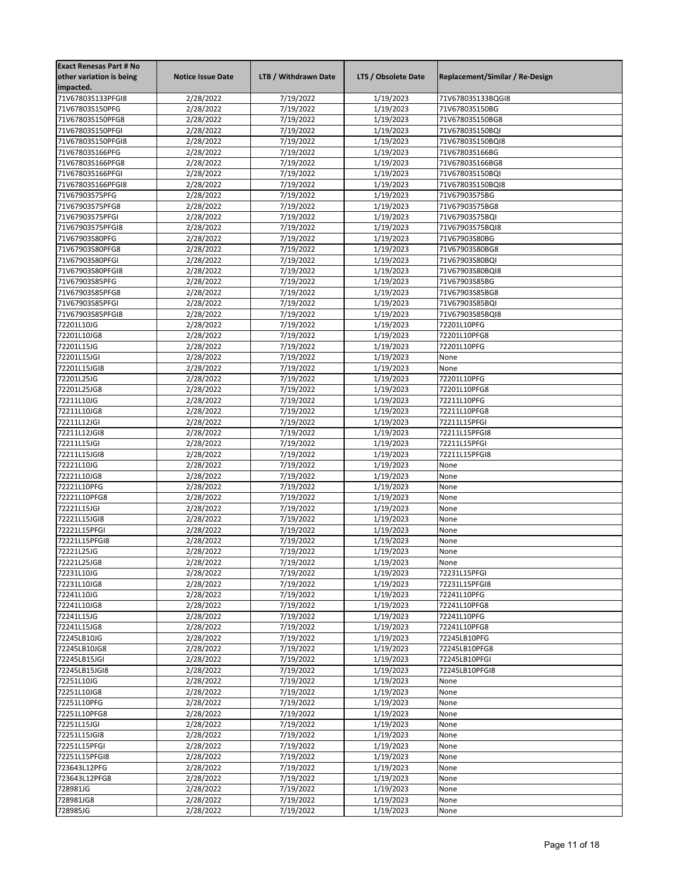| Exact Renesas Part # No other variation is being impacted. | Notice Issue Date | LTB / Withdrawn Date | LTS / Obsolete Date | Replacement/Similar / Re-Design |
|---|---|---|---|---|
| 71V67803S133PFGI8 | 2/28/2022 | 7/19/2022 | 1/19/2023 | 71V67803S133BQGI8 |
| 71V67803S150PFG | 2/28/2022 | 7/19/2022 | 1/19/2023 | 71V67803S150BG |
| 71V67803S150PFG8 | 2/28/2022 | 7/19/2022 | 1/19/2023 | 71V67803S150BG8 |
| 71V67803S150PFGI | 2/28/2022 | 7/19/2022 | 1/19/2023 | 71V67803S150BQI |
| 71V67803S150PFGI8 | 2/28/2022 | 7/19/2022 | 1/19/2023 | 71V67803S150BQI8 |
| 71V67803S166PFG | 2/28/2022 | 7/19/2022 | 1/19/2023 | 71V67803S166BG |
| 71V67803S166PFG8 | 2/28/2022 | 7/19/2022 | 1/19/2023 | 71V67803S166BG8 |
| 71V67803S166PFGI | 2/28/2022 | 7/19/2022 | 1/19/2023 | 71V67803S150BQI |
| 71V67803S166PFGI8 | 2/28/2022 | 7/19/2022 | 1/19/2023 | 71V67803S150BQI8 |
| 71V67903S75PFG | 2/28/2022 | 7/19/2022 | 1/19/2023 | 71V67903S75BG |
| 71V67903S75PFG8 | 2/28/2022 | 7/19/2022 | 1/19/2023 | 71V67903S75BG8 |
| 71V67903S75PFGI | 2/28/2022 | 7/19/2022 | 1/19/2023 | 71V67903S75BQI |
| 71V67903S75PFGI8 | 2/28/2022 | 7/19/2022 | 1/19/2023 | 71V67903S75BQI8 |
| 71V67903S80PFG | 2/28/2022 | 7/19/2022 | 1/19/2023 | 71V67903S80BG |
| 71V67903S80PFG8 | 2/28/2022 | 7/19/2022 | 1/19/2023 | 71V67903S80BG8 |
| 71V67903S80PFGI | 2/28/2022 | 7/19/2022 | 1/19/2023 | 71V67903S80BQI |
| 71V67903S80PFGI8 | 2/28/2022 | 7/19/2022 | 1/19/2023 | 71V67903S80BQI8 |
| 71V67903S85PFG | 2/28/2022 | 7/19/2022 | 1/19/2023 | 71V67903S85BG |
| 71V67903S85PFG8 | 2/28/2022 | 7/19/2022 | 1/19/2023 | 71V67903S85BG8 |
| 71V67903S85PFGI | 2/28/2022 | 7/19/2022 | 1/19/2023 | 71V67903S85BQI |
| 71V67903S85PFGI8 | 2/28/2022 | 7/19/2022 | 1/19/2023 | 71V67903S85BQI8 |
| 72201L10JG | 2/28/2022 | 7/19/2022 | 1/19/2023 | 72201L10PFG |
| 72201L10JG8 | 2/28/2022 | 7/19/2022 | 1/19/2023 | 72201L10PFG8 |
| 72201L15JG | 2/28/2022 | 7/19/2022 | 1/19/2023 | 72201L10PFG |
| 72201L15JGI | 2/28/2022 | 7/19/2022 | 1/19/2023 | None |
| 72201L15JGI8 | 2/28/2022 | 7/19/2022 | 1/19/2023 | None |
| 72201L25JG | 2/28/2022 | 7/19/2022 | 1/19/2023 | 72201L10PFG |
| 72201L25JG8 | 2/28/2022 | 7/19/2022 | 1/19/2023 | 72201L10PFG8 |
| 72211L10JG | 2/28/2022 | 7/19/2022 | 1/19/2023 | 72211L10PFG |
| 72211L10JG8 | 2/28/2022 | 7/19/2022 | 1/19/2023 | 72211L10PFG8 |
| 72211L12JGI | 2/28/2022 | 7/19/2022 | 1/19/2023 | 72211L15PFGI |
| 72211L12JGI8 | 2/28/2022 | 7/19/2022 | 1/19/2023 | 72211L15PFGI8 |
| 72211L15JGI | 2/28/2022 | 7/19/2022 | 1/19/2023 | 72211L15PFGI |
| 72211L15JGI8 | 2/28/2022 | 7/19/2022 | 1/19/2023 | 72211L15PFGI8 |
| 72221L10JG | 2/28/2022 | 7/19/2022 | 1/19/2023 | None |
| 72221L10JG8 | 2/28/2022 | 7/19/2022 | 1/19/2023 | None |
| 72221L10PFG | 2/28/2022 | 7/19/2022 | 1/19/2023 | None |
| 72221L10PFG8 | 2/28/2022 | 7/19/2022 | 1/19/2023 | None |
| 72221L15JGI | 2/28/2022 | 7/19/2022 | 1/19/2023 | None |
| 72221L15JGI8 | 2/28/2022 | 7/19/2022 | 1/19/2023 | None |
| 72221L15PFGI | 2/28/2022 | 7/19/2022 | 1/19/2023 | None |
| 72221L15PFGI8 | 2/28/2022 | 7/19/2022 | 1/19/2023 | None |
| 72221L25JG | 2/28/2022 | 7/19/2022 | 1/19/2023 | None |
| 72221L25JG8 | 2/28/2022 | 7/19/2022 | 1/19/2023 | None |
| 72231L10JG | 2/28/2022 | 7/19/2022 | 1/19/2023 | 72231L15PFGI |
| 72231L10JG8 | 2/28/2022 | 7/19/2022 | 1/19/2023 | 72231L15PFGI8 |
| 72241L10JG | 2/28/2022 | 7/19/2022 | 1/19/2023 | 72241L10PFG |
| 72241L10JG8 | 2/28/2022 | 7/19/2022 | 1/19/2023 | 72241L10PFG8 |
| 72241L15JG | 2/28/2022 | 7/19/2022 | 1/19/2023 | 72241L10PFG |
| 72241L15JG8 | 2/28/2022 | 7/19/2022 | 1/19/2023 | 72241L10PFG8 |
| 72245LB10JG | 2/28/2022 | 7/19/2022 | 1/19/2023 | 72245LB10PFG |
| 72245LB10JG8 | 2/28/2022 | 7/19/2022 | 1/19/2023 | 72245LB10PFG8 |
| 72245LB15JGI | 2/28/2022 | 7/19/2022 | 1/19/2023 | 72245LB10PFGI |
| 72245LB15JGI8 | 2/28/2022 | 7/19/2022 | 1/19/2023 | 72245LB10PFGI8 |
| 72251L10JG | 2/28/2022 | 7/19/2022 | 1/19/2023 | None |
| 72251L10JG8 | 2/28/2022 | 7/19/2022 | 1/19/2023 | None |
| 72251L10PFG | 2/28/2022 | 7/19/2022 | 1/19/2023 | None |
| 72251L10PFG8 | 2/28/2022 | 7/19/2022 | 1/19/2023 | None |
| 72251L15JGI | 2/28/2022 | 7/19/2022 | 1/19/2023 | None |
| 72251L15JGI8 | 2/28/2022 | 7/19/2022 | 1/19/2023 | None |
| 72251L15PFGI | 2/28/2022 | 7/19/2022 | 1/19/2023 | None |
| 72251L15PFGI8 | 2/28/2022 | 7/19/2022 | 1/19/2023 | None |
| 723643L12PFG | 2/28/2022 | 7/19/2022 | 1/19/2023 | None |
| 723643L12PFG8 | 2/28/2022 | 7/19/2022 | 1/19/2023 | None |
| 728981JG | 2/28/2022 | 7/19/2022 | 1/19/2023 | None |
| 728981JG8 | 2/28/2022 | 7/19/2022 | 1/19/2023 | None |
| 728985JG | 2/28/2022 | 7/19/2022 | 1/19/2023 | None |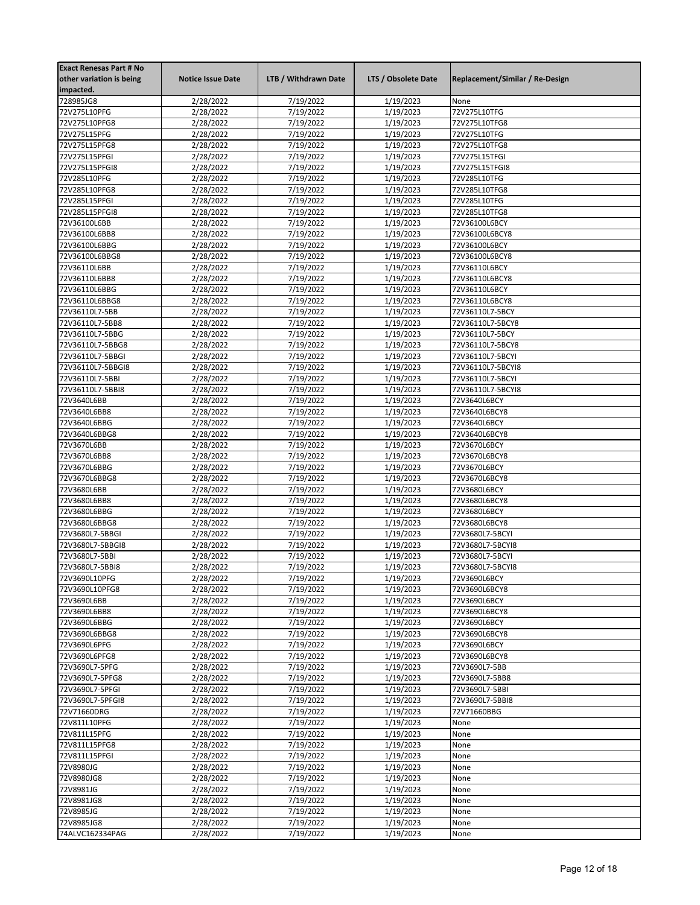| Exact Renesas Part # No other variation is being impacted. | Notice Issue Date | LTB / Withdrawn Date | LTS / Obsolete Date | Replacement/Similar / Re-Design |
|---|---|---|---|---|
| 728985JG8 | 2/28/2022 | 7/19/2022 | 1/19/2023 | None |
| 72V275L10PFG | 2/28/2022 | 7/19/2022 | 1/19/2023 | 72V275L10TFG |
| 72V275L10PFG8 | 2/28/2022 | 7/19/2022 | 1/19/2023 | 72V275L10TFG8 |
| 72V275L15PFG | 2/28/2022 | 7/19/2022 | 1/19/2023 | 72V275L10TFG |
| 72V275L15PFG8 | 2/28/2022 | 7/19/2022 | 1/19/2023 | 72V275L10TFG8 |
| 72V275L15PFGI | 2/28/2022 | 7/19/2022 | 1/19/2023 | 72V275L15TFGI |
| 72V275L15PFGI8 | 2/28/2022 | 7/19/2022 | 1/19/2023 | 72V275L15TFGI8 |
| 72V285L10PFG | 2/28/2022 | 7/19/2022 | 1/19/2023 | 72V285L10TFG |
| 72V285L10PFG8 | 2/28/2022 | 7/19/2022 | 1/19/2023 | 72V285L10TFG8 |
| 72V285L15PFGI | 2/28/2022 | 7/19/2022 | 1/19/2023 | 72V285L10TFG |
| 72V285L15PFGI8 | 2/28/2022 | 7/19/2022 | 1/19/2023 | 72V285L10TFG8 |
| 72V36100L6BB | 2/28/2022 | 7/19/2022 | 1/19/2023 | 72V36100L6BCY |
| 72V36100L6BB8 | 2/28/2022 | 7/19/2022 | 1/19/2023 | 72V36100L6BCY8 |
| 72V36100L6BBG | 2/28/2022 | 7/19/2022 | 1/19/2023 | 72V36100L6BCY |
| 72V36100L6BBG8 | 2/28/2022 | 7/19/2022 | 1/19/2023 | 72V36100L6BCY8 |
| 72V36110L6BB | 2/28/2022 | 7/19/2022 | 1/19/2023 | 72V36110L6BCY |
| 72V36110L6BB8 | 2/28/2022 | 7/19/2022 | 1/19/2023 | 72V36110L6BCY8 |
| 72V36110L6BBG | 2/28/2022 | 7/19/2022 | 1/19/2023 | 72V36110L6BCY |
| 72V36110L6BBG8 | 2/28/2022 | 7/19/2022 | 1/19/2023 | 72V36110L6BCY8 |
| 72V36110L7-5BB | 2/28/2022 | 7/19/2022 | 1/19/2023 | 72V36110L7-5BCY |
| 72V36110L7-5BB8 | 2/28/2022 | 7/19/2022 | 1/19/2023 | 72V36110L7-5BCY8 |
| 72V36110L7-5BBG | 2/28/2022 | 7/19/2022 | 1/19/2023 | 72V36110L7-5BCY |
| 72V36110L7-5BBG8 | 2/28/2022 | 7/19/2022 | 1/19/2023 | 72V36110L7-5BCY8 |
| 72V36110L7-5BBGI | 2/28/2022 | 7/19/2022 | 1/19/2023 | 72V36110L7-5BCYI |
| 72V36110L7-5BBGI8 | 2/28/2022 | 7/19/2022 | 1/19/2023 | 72V36110L7-5BCYI8 |
| 72V36110L7-5BBI | 2/28/2022 | 7/19/2022 | 1/19/2023 | 72V36110L7-5BCYI |
| 72V36110L7-5BBI8 | 2/28/2022 | 7/19/2022 | 1/19/2023 | 72V36110L7-5BCYI8 |
| 72V3640L6BB | 2/28/2022 | 7/19/2022 | 1/19/2023 | 72V3640L6BCY |
| 72V3640L6BB8 | 2/28/2022 | 7/19/2022 | 1/19/2023 | 72V3640L6BCY8 |
| 72V3640L6BBG | 2/28/2022 | 7/19/2022 | 1/19/2023 | 72V3640L6BCY |
| 72V3640L6BBG8 | 2/28/2022 | 7/19/2022 | 1/19/2023 | 72V3640L6BCY8 |
| 72V3670L6BB | 2/28/2022 | 7/19/2022 | 1/19/2023 | 72V3670L6BCY |
| 72V3670L6BB8 | 2/28/2022 | 7/19/2022 | 1/19/2023 | 72V3670L6BCY8 |
| 72V3670L6BBG | 2/28/2022 | 7/19/2022 | 1/19/2023 | 72V3670L6BCY |
| 72V3670L6BBG8 | 2/28/2022 | 7/19/2022 | 1/19/2023 | 72V3670L6BCY8 |
| 72V3680L6BB | 2/28/2022 | 7/19/2022 | 1/19/2023 | 72V3680L6BCY |
| 72V3680L6BB8 | 2/28/2022 | 7/19/2022 | 1/19/2023 | 72V3680L6BCY8 |
| 72V3680L6BBG | 2/28/2022 | 7/19/2022 | 1/19/2023 | 72V3680L6BCY |
| 72V3680L6BBG8 | 2/28/2022 | 7/19/2022 | 1/19/2023 | 72V3680L6BCY8 |
| 72V3680L7-5BBGI | 2/28/2022 | 7/19/2022 | 1/19/2023 | 72V3680L7-5BCYI |
| 72V3680L7-5BBGI8 | 2/28/2022 | 7/19/2022 | 1/19/2023 | 72V3680L7-5BCYI8 |
| 72V3680L7-5BBI | 2/28/2022 | 7/19/2022 | 1/19/2023 | 72V3680L7-5BCYI |
| 72V3680L7-5BBI8 | 2/28/2022 | 7/19/2022 | 1/19/2023 | 72V3680L7-5BCYI8 |
| 72V3690L10PFG | 2/28/2022 | 7/19/2022 | 1/19/2023 | 72V3690L6BCY |
| 72V3690L10PFG8 | 2/28/2022 | 7/19/2022 | 1/19/2023 | 72V3690L6BCY8 |
| 72V3690L6BB | 2/28/2022 | 7/19/2022 | 1/19/2023 | 72V3690L6BCY |
| 72V3690L6BB8 | 2/28/2022 | 7/19/2022 | 1/19/2023 | 72V3690L6BCY8 |
| 72V3690L6BBG | 2/28/2022 | 7/19/2022 | 1/19/2023 | 72V3690L6BCY |
| 72V3690L6BBG8 | 2/28/2022 | 7/19/2022 | 1/19/2023 | 72V3690L6BCY8 |
| 72V3690L6PFG | 2/28/2022 | 7/19/2022 | 1/19/2023 | 72V3690L6BCY |
| 72V3690L6PFG8 | 2/28/2022 | 7/19/2022 | 1/19/2023 | 72V3690L6BCY8 |
| 72V3690L7-5PFG | 2/28/2022 | 7/19/2022 | 1/19/2023 | 72V3690L7-5BB |
| 72V3690L7-5PFG8 | 2/28/2022 | 7/19/2022 | 1/19/2023 | 72V3690L7-5BB8 |
| 72V3690L7-5PFGI | 2/28/2022 | 7/19/2022 | 1/19/2023 | 72V3690L7-5BBI |
| 72V3690L7-5PFGI8 | 2/28/2022 | 7/19/2022 | 1/19/2023 | 72V3690L7-5BBI8 |
| 72V71660DRG | 2/28/2022 | 7/19/2022 | 1/19/2023 | 72V71660BBG |
| 72V811L10PFG | 2/28/2022 | 7/19/2022 | 1/19/2023 | None |
| 72V811L15PFG | 2/28/2022 | 7/19/2022 | 1/19/2023 | None |
| 72V811L15PFG8 | 2/28/2022 | 7/19/2022 | 1/19/2023 | None |
| 72V811L15PFGI | 2/28/2022 | 7/19/2022 | 1/19/2023 | None |
| 72V8980JG | 2/28/2022 | 7/19/2022 | 1/19/2023 | None |
| 72V8980JG8 | 2/28/2022 | 7/19/2022 | 1/19/2023 | None |
| 72V8981JG | 2/28/2022 | 7/19/2022 | 1/19/2023 | None |
| 72V8981JG8 | 2/28/2022 | 7/19/2022 | 1/19/2023 | None |
| 72V8985JG | 2/28/2022 | 7/19/2022 | 1/19/2023 | None |
| 72V8985JG8 | 2/28/2022 | 7/19/2022 | 1/19/2023 | None |
| 74ALVC162334PAG | 2/28/2022 | 7/19/2022 | 1/19/2023 | None |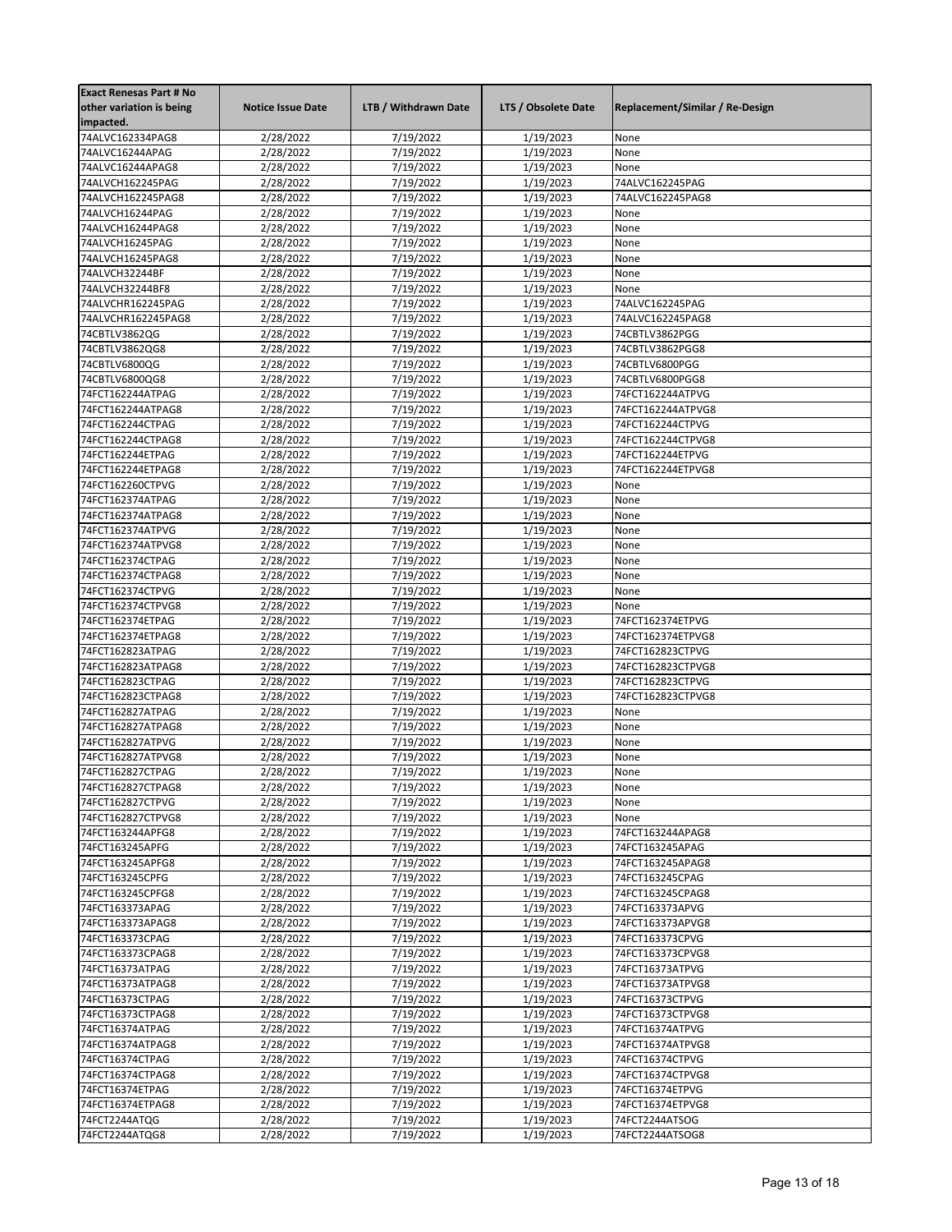| Exact Renesas Part # No other variation is being impacted. | Notice Issue Date | LTB / Withdrawn Date | LTS / Obsolete Date | Replacement/Similar / Re-Design |
|---|---|---|---|---|
| 74ALVC162334PAG8 | 2/28/2022 | 7/19/2022 | 1/19/2023 | None |
| 74ALVC16244APAG | 2/28/2022 | 7/19/2022 | 1/19/2023 | None |
| 74ALVC16244APAG8 | 2/28/2022 | 7/19/2022 | 1/19/2023 | None |
| 74ALVCH162245PAG | 2/28/2022 | 7/19/2022 | 1/19/2023 | 74ALVC162245PAG |
| 74ALVCH162245PAG8 | 2/28/2022 | 7/19/2022 | 1/19/2023 | 74ALVC162245PAG8 |
| 74ALVCH16244PAG | 2/28/2022 | 7/19/2022 | 1/19/2023 | None |
| 74ALVCH16244PAG8 | 2/28/2022 | 7/19/2022 | 1/19/2023 | None |
| 74ALVCH16245PAG | 2/28/2022 | 7/19/2022 | 1/19/2023 | None |
| 74ALVCH16245PAG8 | 2/28/2022 | 7/19/2022 | 1/19/2023 | None |
| 74ALVCH32244BF | 2/28/2022 | 7/19/2022 | 1/19/2023 | None |
| 74ALVCH32244BF8 | 2/28/2022 | 7/19/2022 | 1/19/2023 | None |
| 74ALVCHR162245PAG | 2/28/2022 | 7/19/2022 | 1/19/2023 | 74ALVC162245PAG |
| 74ALVCHR162245PAG8 | 2/28/2022 | 7/19/2022 | 1/19/2023 | 74ALVC162245PAG8 |
| 74CBTLV3862QG | 2/28/2022 | 7/19/2022 | 1/19/2023 | 74CBTLV3862PGG |
| 74CBTLV3862QG8 | 2/28/2022 | 7/19/2022 | 1/19/2023 | 74CBTLV3862PGG8 |
| 74CBTLV6800QG | 2/28/2022 | 7/19/2022 | 1/19/2023 | 74CBTLV6800PGG |
| 74CBTLV6800QG8 | 2/28/2022 | 7/19/2022 | 1/19/2023 | 74CBTLV6800PGG8 |
| 74FCT162244ATPAG | 2/28/2022 | 7/19/2022 | 1/19/2023 | 74FCT162244ATPVG |
| 74FCT162244ATPAG8 | 2/28/2022 | 7/19/2022 | 1/19/2023 | 74FCT162244ATPVG8 |
| 74FCT162244CTPAG | 2/28/2022 | 7/19/2022 | 1/19/2023 | 74FCT162244CTPVG |
| 74FCT162244CTPAG8 | 2/28/2022 | 7/19/2022 | 1/19/2023 | 74FCT162244CTPVG8 |
| 74FCT162244ETPAG | 2/28/2022 | 7/19/2022 | 1/19/2023 | 74FCT162244ETPVG |
| 74FCT162244ETPAG8 | 2/28/2022 | 7/19/2022 | 1/19/2023 | 74FCT162244ETPVG8 |
| 74FCT162260CTPVG | 2/28/2022 | 7/19/2022 | 1/19/2023 | None |
| 74FCT162374ATPAG | 2/28/2022 | 7/19/2022 | 1/19/2023 | None |
| 74FCT162374ATPAG8 | 2/28/2022 | 7/19/2022 | 1/19/2023 | None |
| 74FCT162374ATPVG | 2/28/2022 | 7/19/2022 | 1/19/2023 | None |
| 74FCT162374ATPVG8 | 2/28/2022 | 7/19/2022 | 1/19/2023 | None |
| 74FCT162374CTPAG | 2/28/2022 | 7/19/2022 | 1/19/2023 | None |
| 74FCT162374CTPAG8 | 2/28/2022 | 7/19/2022 | 1/19/2023 | None |
| 74FCT162374CTPVG | 2/28/2022 | 7/19/2022 | 1/19/2023 | None |
| 74FCT162374CTPVG8 | 2/28/2022 | 7/19/2022 | 1/19/2023 | None |
| 74FCT162374ETPAG | 2/28/2022 | 7/19/2022 | 1/19/2023 | 74FCT162374ETPVG |
| 74FCT162374ETPAG8 | 2/28/2022 | 7/19/2022 | 1/19/2023 | 74FCT162374ETPVG8 |
| 74FCT162823ATPAG | 2/28/2022 | 7/19/2022 | 1/19/2023 | 74FCT162823CTPVG |
| 74FCT162823ATPAG8 | 2/28/2022 | 7/19/2022 | 1/19/2023 | 74FCT162823CTPVG8 |
| 74FCT162823CTPAG | 2/28/2022 | 7/19/2022 | 1/19/2023 | 74FCT162823CTPVG |
| 74FCT162823CTPAG8 | 2/28/2022 | 7/19/2022 | 1/19/2023 | 74FCT162823CTPVG8 |
| 74FCT162827ATPAG | 2/28/2022 | 7/19/2022 | 1/19/2023 | None |
| 74FCT162827ATPAG8 | 2/28/2022 | 7/19/2022 | 1/19/2023 | None |
| 74FCT162827ATPVG | 2/28/2022 | 7/19/2022 | 1/19/2023 | None |
| 74FCT162827ATPVG8 | 2/28/2022 | 7/19/2022 | 1/19/2023 | None |
| 74FCT162827CTPAG | 2/28/2022 | 7/19/2022 | 1/19/2023 | None |
| 74FCT162827CTPAG8 | 2/28/2022 | 7/19/2022 | 1/19/2023 | None |
| 74FCT162827CTPVG | 2/28/2022 | 7/19/2022 | 1/19/2023 | None |
| 74FCT162827CTPVG8 | 2/28/2022 | 7/19/2022 | 1/19/2023 | None |
| 74FCT163244APFG8 | 2/28/2022 | 7/19/2022 | 1/19/2023 | 74FCT163244APAG8 |
| 74FCT163245APFG | 2/28/2022 | 7/19/2022 | 1/19/2023 | 74FCT163245APAG |
| 74FCT163245APFG8 | 2/28/2022 | 7/19/2022 | 1/19/2023 | 74FCT163245APAG8 |
| 74FCT163245CPFG | 2/28/2022 | 7/19/2022 | 1/19/2023 | 74FCT163245CPAG |
| 74FCT163245CPFG8 | 2/28/2022 | 7/19/2022 | 1/19/2023 | 74FCT163245CPAG8 |
| 74FCT163373APAG | 2/28/2022 | 7/19/2022 | 1/19/2023 | 74FCT163373APVG |
| 74FCT163373APAG8 | 2/28/2022 | 7/19/2022 | 1/19/2023 | 74FCT163373APVG8 |
| 74FCT163373CPAG | 2/28/2022 | 7/19/2022 | 1/19/2023 | 74FCT163373CPVG |
| 74FCT163373CPAG8 | 2/28/2022 | 7/19/2022 | 1/19/2023 | 74FCT163373CPVG8 |
| 74FCT16373ATPAG | 2/28/2022 | 7/19/2022 | 1/19/2023 | 74FCT16373ATPVG |
| 74FCT16373ATPAG8 | 2/28/2022 | 7/19/2022 | 1/19/2023 | 74FCT16373ATPVG8 |
| 74FCT16373CTPAG | 2/28/2022 | 7/19/2022 | 1/19/2023 | 74FCT16373CTPVG |
| 74FCT16373CTPAG8 | 2/28/2022 | 7/19/2022 | 1/19/2023 | 74FCT16373CTPVG8 |
| 74FCT16374ATPAG | 2/28/2022 | 7/19/2022 | 1/19/2023 | 74FCT16374ATPVG |
| 74FCT16374ATPAG8 | 2/28/2022 | 7/19/2022 | 1/19/2023 | 74FCT16374ATPVG8 |
| 74FCT16374CTPAG | 2/28/2022 | 7/19/2022 | 1/19/2023 | 74FCT16374CTPVG |
| 74FCT16374CTPAG8 | 2/28/2022 | 7/19/2022 | 1/19/2023 | 74FCT16374CTPVG8 |
| 74FCT16374ETPAG | 2/28/2022 | 7/19/2022 | 1/19/2023 | 74FCT16374ETPVG |
| 74FCT16374ETPAG8 | 2/28/2022 | 7/19/2022 | 1/19/2023 | 74FCT16374ETPVG8 |
| 74FCT2244ATQG | 2/28/2022 | 7/19/2022 | 1/19/2023 | 74FCT2244ATSOG |
| 74FCT2244ATQG8 | 2/28/2022 | 7/19/2022 | 1/19/2023 | 74FCT2244ATSOG8 |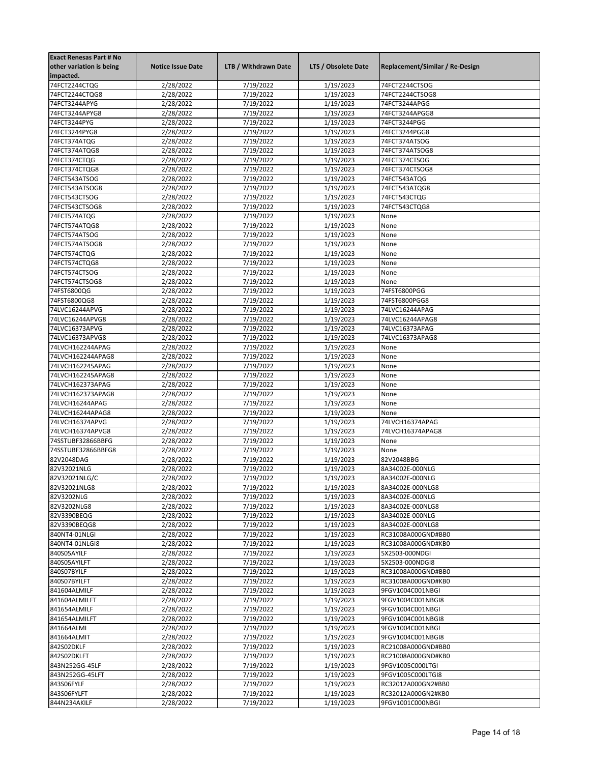| Exact Renesas Part # No other variation is being impacted. | Notice Issue Date | LTB / Withdrawn Date | LTS / Obsolete Date | Replacement/Similar / Re-Design |
|---|---|---|---|---|
| 74FCT2244CTQG | 2/28/2022 | 7/19/2022 | 1/19/2023 | 74FCT2244CTSOG |
| 74FCT2244CTQG8 | 2/28/2022 | 7/19/2022 | 1/19/2023 | 74FCT2244CTSOG8 |
| 74FCT3244APYG | 2/28/2022 | 7/19/2022 | 1/19/2023 | 74FCT3244APGG |
| 74FCT3244APYG8 | 2/28/2022 | 7/19/2022 | 1/19/2023 | 74FCT3244APGG8 |
| 74FCT3244PYG | 2/28/2022 | 7/19/2022 | 1/19/2023 | 74FCT3244PGG |
| 74FCT3244PYG8 | 2/28/2022 | 7/19/2022 | 1/19/2023 | 74FCT3244PGG8 |
| 74FCT374ATQG | 2/28/2022 | 7/19/2022 | 1/19/2023 | 74FCT374ATSOG |
| 74FCT374ATQG8 | 2/28/2022 | 7/19/2022 | 1/19/2023 | 74FCT374ATSOG8 |
| 74FCT374CTQG | 2/28/2022 | 7/19/2022 | 1/19/2023 | 74FCT374CTSOG |
| 74FCT374CTQG8 | 2/28/2022 | 7/19/2022 | 1/19/2023 | 74FCT374CTSOG8 |
| 74FCT543ATSOG | 2/28/2022 | 7/19/2022 | 1/19/2023 | 74FCT543ATQG |
| 74FCT543ATSOG8 | 2/28/2022 | 7/19/2022 | 1/19/2023 | 74FCT543ATQG8 |
| 74FCT543CTSOG | 2/28/2022 | 7/19/2022 | 1/19/2023 | 74FCT543CTQG |
| 74FCT543CTSOG8 | 2/28/2022 | 7/19/2022 | 1/19/2023 | 74FCT543CTQG8 |
| 74FCT574ATQG | 2/28/2022 | 7/19/2022 | 1/19/2023 | None |
| 74FCT574ATQG8 | 2/28/2022 | 7/19/2022 | 1/19/2023 | None |
| 74FCT574ATSOG | 2/28/2022 | 7/19/2022 | 1/19/2023 | None |
| 74FCT574ATSOG8 | 2/28/2022 | 7/19/2022 | 1/19/2023 | None |
| 74FCT574CTQG | 2/28/2022 | 7/19/2022 | 1/19/2023 | None |
| 74FCT574CTQG8 | 2/28/2022 | 7/19/2022 | 1/19/2023 | None |
| 74FCT574CTSOG | 2/28/2022 | 7/19/2022 | 1/19/2023 | None |
| 74FCT574CTSOG8 | 2/28/2022 | 7/19/2022 | 1/19/2023 | None |
| 74FST6800QG | 2/28/2022 | 7/19/2022 | 1/19/2023 | 74FST6800PGG |
| 74FST6800QG8 | 2/28/2022 | 7/19/2022 | 1/19/2023 | 74FST6800PGG8 |
| 74LVC16244APVG | 2/28/2022 | 7/19/2022 | 1/19/2023 | 74LVC16244APAG |
| 74LVC16244APVG8 | 2/28/2022 | 7/19/2022 | 1/19/2023 | 74LVC16244APAG8 |
| 74LVC16373APVG | 2/28/2022 | 7/19/2022 | 1/19/2023 | 74LVC16373APAG |
| 74LVC16373APVG8 | 2/28/2022 | 7/19/2022 | 1/19/2023 | 74LVC16373APAG8 |
| 74LVCH162244APAG | 2/28/2022 | 7/19/2022 | 1/19/2023 | None |
| 74LVCH162244APAG8 | 2/28/2022 | 7/19/2022 | 1/19/2023 | None |
| 74LVCH162245APAG | 2/28/2022 | 7/19/2022 | 1/19/2023 | None |
| 74LVCH162245APAG8 | 2/28/2022 | 7/19/2022 | 1/19/2023 | None |
| 74LVCH162373APAG | 2/28/2022 | 7/19/2022 | 1/19/2023 | None |
| 74LVCH162373APAG8 | 2/28/2022 | 7/19/2022 | 1/19/2023 | None |
| 74LVCH16244APAG | 2/28/2022 | 7/19/2022 | 1/19/2023 | None |
| 74LVCH16244APAG8 | 2/28/2022 | 7/19/2022 | 1/19/2023 | None |
| 74LVCH16374APVG | 2/28/2022 | 7/19/2022 | 1/19/2023 | 74LVCH16374APAG |
| 74LVCH16374APVG8 | 2/28/2022 | 7/19/2022 | 1/19/2023 | 74LVCH16374APAG8 |
| 74SSTUBF32866BBFG | 2/28/2022 | 7/19/2022 | 1/19/2023 | None |
| 74SSTUBF32866BBFG8 | 2/28/2022 | 7/19/2022 | 1/19/2023 | None |
| 82V2048DAG | 2/28/2022 | 7/19/2022 | 1/19/2023 | 82V2048BBG |
| 82V32021NLG | 2/28/2022 | 7/19/2022 | 1/19/2023 | 8A34002E-000NLG |
| 82V32021NLG/C | 2/28/2022 | 7/19/2022 | 1/19/2023 | 8A34002E-000NLG |
| 82V32021NLG8 | 2/28/2022 | 7/19/2022 | 1/19/2023 | 8A34002E-000NLG8 |
| 82V3202NLG | 2/28/2022 | 7/19/2022 | 1/19/2023 | 8A34002E-000NLG |
| 82V3202NLG8 | 2/28/2022 | 7/19/2022 | 1/19/2023 | 8A34002E-000NLG8 |
| 82V3390BEQG | 2/28/2022 | 7/19/2022 | 1/19/2023 | 8A34002E-000NLG |
| 82V3390BEQG8 | 2/28/2022 | 7/19/2022 | 1/19/2023 | 8A34002E-000NLG8 |
| 840NT4-01NLGI | 2/28/2022 | 7/19/2022 | 1/19/2023 | RC31008A000GND#BB0 |
| 840NT4-01NLGI8 | 2/28/2022 | 7/19/2022 | 1/19/2023 | RC31008A000GND#KB0 |
| 840S05AYILF | 2/28/2022 | 7/19/2022 | 1/19/2023 | 5X2503-000NDGI |
| 840S05AYILFT | 2/28/2022 | 7/19/2022 | 1/19/2023 | 5X2503-000NDGI8 |
| 840S07BYILF | 2/28/2022 | 7/19/2022 | 1/19/2023 | RC31008A000GND#BB0 |
| 840S07BYILFT | 2/28/2022 | 7/19/2022 | 1/19/2023 | RC31008A000GND#KB0 |
| 841604ALMILF | 2/28/2022 | 7/19/2022 | 1/19/2023 | 9FGV1004C001NBGI |
| 841604ALMILFT | 2/28/2022 | 7/19/2022 | 1/19/2023 | 9FGV1004C001NBGI8 |
| 841654ALMILF | 2/28/2022 | 7/19/2022 | 1/19/2023 | 9FGV1004C001NBGI |
| 841654ALMILFT | 2/28/2022 | 7/19/2022 | 1/19/2023 | 9FGV1004C001NBGI8 |
| 841664ALMI | 2/28/2022 | 7/19/2022 | 1/19/2023 | 9FGV1004C001NBGI |
| 841664ALMIT | 2/28/2022 | 7/19/2022 | 1/19/2023 | 9FGV1004C001NBGI8 |
| 842S02DKLF | 2/28/2022 | 7/19/2022 | 1/19/2023 | RC21008A000GND#BB0 |
| 842S02DKLFT | 2/28/2022 | 7/19/2022 | 1/19/2023 | RC21008A000GND#KB0 |
| 843N252GG-45LF | 2/28/2022 | 7/19/2022 | 1/19/2023 | 9FGV1005C000LTGI |
| 843N252GG-45LFT | 2/28/2022 | 7/19/2022 | 1/19/2023 | 9FGV1005C000LTGI8 |
| 843S06FYLF | 2/28/2022 | 7/19/2022 | 1/19/2023 | RC32012A000GN2#BB0 |
| 843S06FYLFT | 2/28/2022 | 7/19/2022 | 1/19/2023 | RC32012A000GN2#KB0 |
| 844N234AKILF | 2/28/2022 | 7/19/2022 | 1/19/2023 | 9FGV1001C000NBGI |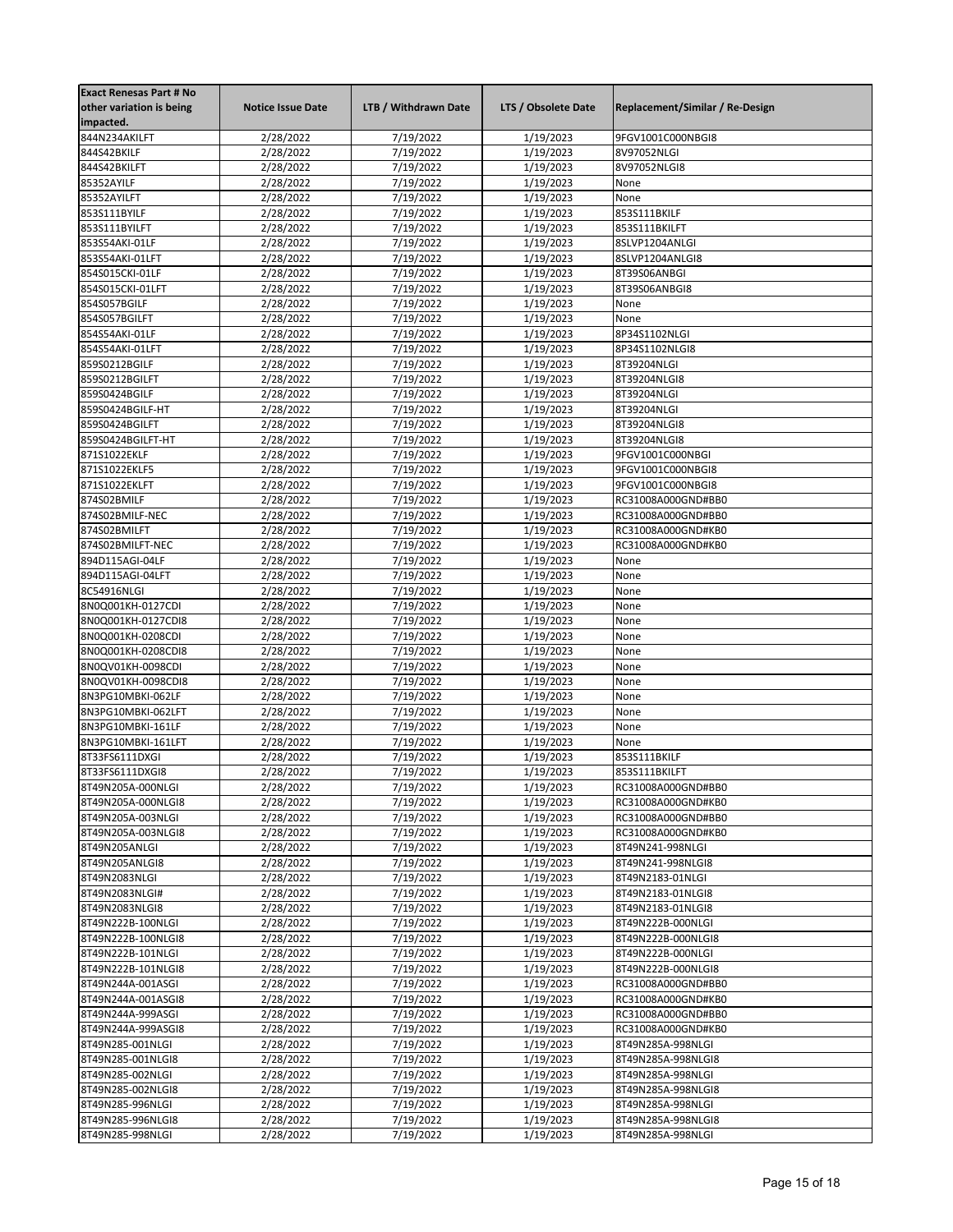| Exact Renesas Part # No other variation is being impacted. | Notice Issue Date | LTB / Withdrawn Date | LTS / Obsolete Date | Replacement/Similar / Re-Design |
|---|---|---|---|---|
| 844N234AKILFT | 2/28/2022 | 7/19/2022 | 1/19/2023 | 9FGV1001C000NBGI8 |
| 844S42BKILF | 2/28/2022 | 7/19/2022 | 1/19/2023 | 8V97052NLGI |
| 844S42BKILFT | 2/28/2022 | 7/19/2022 | 1/19/2023 | 8V97052NLGI8 |
| 85352AYILF | 2/28/2022 | 7/19/2022 | 1/19/2023 | None |
| 85352AYILFT | 2/28/2022 | 7/19/2022 | 1/19/2023 | None |
| 853S111BYILF | 2/28/2022 | 7/19/2022 | 1/19/2023 | 853S111BKILF |
| 853S111BYILFT | 2/28/2022 | 7/19/2022 | 1/19/2023 | 853S111BKILFT |
| 853S54AKI-01LF | 2/28/2022 | 7/19/2022 | 1/19/2023 | 8SLVP1204ANLGI |
| 853S54AKI-01LFT | 2/28/2022 | 7/19/2022 | 1/19/2023 | 8SLVP1204ANLGI8 |
| 854S015CKI-01LF | 2/28/2022 | 7/19/2022 | 1/19/2023 | 8T39S06ANBGI |
| 854S015CKI-01LFT | 2/28/2022 | 7/19/2022 | 1/19/2023 | 8T39S06ANBGI8 |
| 854S057BGILF | 2/28/2022 | 7/19/2022 | 1/19/2023 | None |
| 854S057BGILFT | 2/28/2022 | 7/19/2022 | 1/19/2023 | None |
| 854S54AKI-01LF | 2/28/2022 | 7/19/2022 | 1/19/2023 | 8P34S1102NLGI |
| 854S54AKI-01LFT | 2/28/2022 | 7/19/2022 | 1/19/2023 | 8P34S1102NLGI8 |
| 859S0212BGILF | 2/28/2022 | 7/19/2022 | 1/19/2023 | 8T39204NLGI |
| 859S0212BGILFT | 2/28/2022 | 7/19/2022 | 1/19/2023 | 8T39204NLGI8 |
| 859S0424BGILF | 2/28/2022 | 7/19/2022 | 1/19/2023 | 8T39204NLGI |
| 859S0424BGILF-HT | 2/28/2022 | 7/19/2022 | 1/19/2023 | 8T39204NLGI |
| 859S0424BGILFT | 2/28/2022 | 7/19/2022 | 1/19/2023 | 8T39204NLGI8 |
| 859S0424BGILFT-HT | 2/28/2022 | 7/19/2022 | 1/19/2023 | 8T39204NLGI8 |
| 871S1022EKLF | 2/28/2022 | 7/19/2022 | 1/19/2023 | 9FGV1001C000NBGI |
| 871S1022EKLF5 | 2/28/2022 | 7/19/2022 | 1/19/2023 | 9FGV1001C000NBGI8 |
| 871S1022EKLFT | 2/28/2022 | 7/19/2022 | 1/19/2023 | 9FGV1001C000NBGI8 |
| 874S02BMILF | 2/28/2022 | 7/19/2022 | 1/19/2023 | RC31008A000GND#BB0 |
| 874S02BMILF-NEC | 2/28/2022 | 7/19/2022 | 1/19/2023 | RC31008A000GND#BB0 |
| 874S02BMILFT | 2/28/2022 | 7/19/2022 | 1/19/2023 | RC31008A000GND#KB0 |
| 874S02BMILFT-NEC | 2/28/2022 | 7/19/2022 | 1/19/2023 | RC31008A000GND#KB0 |
| 894D115AGI-04LF | 2/28/2022 | 7/19/2022 | 1/19/2023 | None |
| 894D115AGI-04LFT | 2/28/2022 | 7/19/2022 | 1/19/2023 | None |
| 8C54916NLGI | 2/28/2022 | 7/19/2022 | 1/19/2023 | None |
| 8N0Q001KH-0127CDI | 2/28/2022 | 7/19/2022 | 1/19/2023 | None |
| 8N0Q001KH-0127CDI8 | 2/28/2022 | 7/19/2022 | 1/19/2023 | None |
| 8N0Q001KH-0208CDI | 2/28/2022 | 7/19/2022 | 1/19/2023 | None |
| 8N0Q001KH-0208CDI8 | 2/28/2022 | 7/19/2022 | 1/19/2023 | None |
| 8N0QV01KH-0098CDI | 2/28/2022 | 7/19/2022 | 1/19/2023 | None |
| 8N0QV01KH-0098CDI8 | 2/28/2022 | 7/19/2022 | 1/19/2023 | None |
| 8N3PG10MBKI-062LF | 2/28/2022 | 7/19/2022 | 1/19/2023 | None |
| 8N3PG10MBKI-062LFT | 2/28/2022 | 7/19/2022 | 1/19/2023 | None |
| 8N3PG10MBKI-161LF | 2/28/2022 | 7/19/2022 | 1/19/2023 | None |
| 8N3PG10MBKI-161LFT | 2/28/2022 | 7/19/2022 | 1/19/2023 | None |
| 8T33FS6111DXGI | 2/28/2022 | 7/19/2022 | 1/19/2023 | 853S111BKILF |
| 8T33FS6111DXGI8 | 2/28/2022 | 7/19/2022 | 1/19/2023 | 853S111BKILFT |
| 8T49N205A-000NLGI | 2/28/2022 | 7/19/2022 | 1/19/2023 | RC31008A000GND#BB0 |
| 8T49N205A-000NLGI8 | 2/28/2022 | 7/19/2022 | 1/19/2023 | RC31008A000GND#KB0 |
| 8T49N205A-003NLGI | 2/28/2022 | 7/19/2022 | 1/19/2023 | RC31008A000GND#BB0 |
| 8T49N205A-003NLGI8 | 2/28/2022 | 7/19/2022 | 1/19/2023 | RC31008A000GND#KB0 |
| 8T49N205ANLGI | 2/28/2022 | 7/19/2022 | 1/19/2023 | 8T49N241-998NLGI |
| 8T49N205ANLGI8 | 2/28/2022 | 7/19/2022 | 1/19/2023 | 8T49N241-998NLGI8 |
| 8T49N2083NLGI | 2/28/2022 | 7/19/2022 | 1/19/2023 | 8T49N2183-01NLGI |
| 8T49N2083NLGI# | 2/28/2022 | 7/19/2022 | 1/19/2023 | 8T49N2183-01NLGI8 |
| 8T49N2083NLGI8 | 2/28/2022 | 7/19/2022 | 1/19/2023 | 8T49N2183-01NLGI8 |
| 8T49N222B-100NLGI | 2/28/2022 | 7/19/2022 | 1/19/2023 | 8T49N222B-000NLGI |
| 8T49N222B-100NLGI8 | 2/28/2022 | 7/19/2022 | 1/19/2023 | 8T49N222B-000NLGI8 |
| 8T49N222B-101NLGI | 2/28/2022 | 7/19/2022 | 1/19/2023 | 8T49N222B-000NLGI |
| 8T49N222B-101NLGI8 | 2/28/2022 | 7/19/2022 | 1/19/2023 | 8T49N222B-000NLGI8 |
| 8T49N244A-001ASGI | 2/28/2022 | 7/19/2022 | 1/19/2023 | RC31008A000GND#BB0 |
| 8T49N244A-001ASGI8 | 2/28/2022 | 7/19/2022 | 1/19/2023 | RC31008A000GND#KB0 |
| 8T49N244A-999ASGI | 2/28/2022 | 7/19/2022 | 1/19/2023 | RC31008A000GND#BB0 |
| 8T49N244A-999ASGI8 | 2/28/2022 | 7/19/2022 | 1/19/2023 | RC31008A000GND#KB0 |
| 8T49N285-001NLGI | 2/28/2022 | 7/19/2022 | 1/19/2023 | 8T49N285A-998NLGI |
| 8T49N285-001NLGI8 | 2/28/2022 | 7/19/2022 | 1/19/2023 | 8T49N285A-998NLGI8 |
| 8T49N285-002NLGI | 2/28/2022 | 7/19/2022 | 1/19/2023 | 8T49N285A-998NLGI |
| 8T49N285-002NLGI8 | 2/28/2022 | 7/19/2022 | 1/19/2023 | 8T49N285A-998NLGI8 |
| 8T49N285-996NLGI | 2/28/2022 | 7/19/2022 | 1/19/2023 | 8T49N285A-998NLGI |
| 8T49N285-996NLGI8 | 2/28/2022 | 7/19/2022 | 1/19/2023 | 8T49N285A-998NLGI8 |
| 8T49N285-998NLGI | 2/28/2022 | 7/19/2022 | 1/19/2023 | 8T49N285A-998NLGI |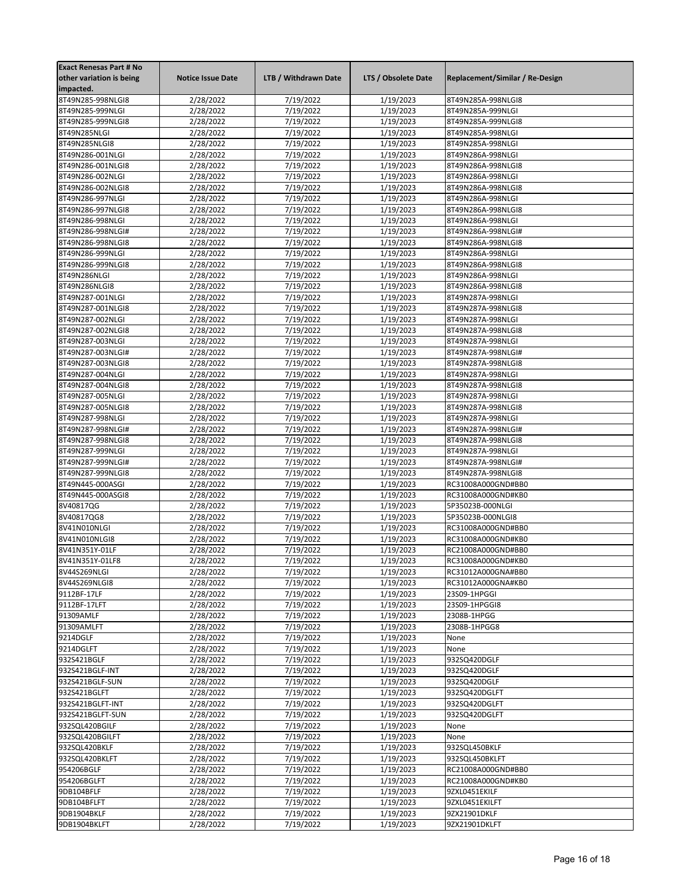| Exact Renesas Part # No other variation is being impacted. | Notice Issue Date | LTB / Withdrawn Date | LTS / Obsolete Date | Replacement/Similar / Re-Design |
|---|---|---|---|---|
| 8T49N285-998NLGI8 | 2/28/2022 | 7/19/2022 | 1/19/2023 | 8T49N285A-998NLGI8 |
| 8T49N285-999NLGI | 2/28/2022 | 7/19/2022 | 1/19/2023 | 8T49N285A-999NLGI |
| 8T49N285-999NLGI8 | 2/28/2022 | 7/19/2022 | 1/19/2023 | 8T49N285A-999NLGI8 |
| 8T49N285NLGI | 2/28/2022 | 7/19/2022 | 1/19/2023 | 8T49N285A-998NLGI |
| 8T49N285NLGI8 | 2/28/2022 | 7/19/2022 | 1/19/2023 | 8T49N285A-998NLGI |
| 8T49N286-001NLGI | 2/28/2022 | 7/19/2022 | 1/19/2023 | 8T49N286A-998NLGI |
| 8T49N286-001NLGI8 | 2/28/2022 | 7/19/2022 | 1/19/2023 | 8T49N286A-998NLGI8 |
| 8T49N286-002NLGI | 2/28/2022 | 7/19/2022 | 1/19/2023 | 8T49N286A-998NLGI |
| 8T49N286-002NLGI8 | 2/28/2022 | 7/19/2022 | 1/19/2023 | 8T49N286A-998NLGI8 |
| 8T49N286-997NLGI | 2/28/2022 | 7/19/2022 | 1/19/2023 | 8T49N286A-998NLGI |
| 8T49N286-997NLGI8 | 2/28/2022 | 7/19/2022 | 1/19/2023 | 8T49N286A-998NLGI8 |
| 8T49N286-998NLGI | 2/28/2022 | 7/19/2022 | 1/19/2023 | 8T49N286A-998NLGI |
| 8T49N286-998NLGI# | 2/28/2022 | 7/19/2022 | 1/19/2023 | 8T49N286A-998NLGI# |
| 8T49N286-998NLGI8 | 2/28/2022 | 7/19/2022 | 1/19/2023 | 8T49N286A-998NLGI8 |
| 8T49N286-999NLGI | 2/28/2022 | 7/19/2022 | 1/19/2023 | 8T49N286A-998NLGI |
| 8T49N286-999NLGI8 | 2/28/2022 | 7/19/2022 | 1/19/2023 | 8T49N286A-998NLGI8 |
| 8T49N286NLGI | 2/28/2022 | 7/19/2022 | 1/19/2023 | 8T49N286A-998NLGI |
| 8T49N286NLGI8 | 2/28/2022 | 7/19/2022 | 1/19/2023 | 8T49N286A-998NLGI8 |
| 8T49N287-001NLGI | 2/28/2022 | 7/19/2022 | 1/19/2023 | 8T49N287A-998NLGI |
| 8T49N287-001NLGI8 | 2/28/2022 | 7/19/2022 | 1/19/2023 | 8T49N287A-998NLGI8 |
| 8T49N287-002NLGI | 2/28/2022 | 7/19/2022 | 1/19/2023 | 8T49N287A-998NLGI |
| 8T49N287-002NLGI8 | 2/28/2022 | 7/19/2022 | 1/19/2023 | 8T49N287A-998NLGI8 |
| 8T49N287-003NLGI | 2/28/2022 | 7/19/2022 | 1/19/2023 | 8T49N287A-998NLGI |
| 8T49N287-003NLGI# | 2/28/2022 | 7/19/2022 | 1/19/2023 | 8T49N287A-998NLGI# |
| 8T49N287-003NLGI8 | 2/28/2022 | 7/19/2022 | 1/19/2023 | 8T49N287A-998NLGI8 |
| 8T49N287-004NLGI | 2/28/2022 | 7/19/2022 | 1/19/2023 | 8T49N287A-998NLGI |
| 8T49N287-004NLGI8 | 2/28/2022 | 7/19/2022 | 1/19/2023 | 8T49N287A-998NLGI8 |
| 8T49N287-005NLGI | 2/28/2022 | 7/19/2022 | 1/19/2023 | 8T49N287A-998NLGI |
| 8T49N287-005NLGI8 | 2/28/2022 | 7/19/2022 | 1/19/2023 | 8T49N287A-998NLGI8 |
| 8T49N287-998NLGI | 2/28/2022 | 7/19/2022 | 1/19/2023 | 8T49N287A-998NLGI |
| 8T49N287-998NLGI# | 2/28/2022 | 7/19/2022 | 1/19/2023 | 8T49N287A-998NLGI# |
| 8T49N287-998NLGI8 | 2/28/2022 | 7/19/2022 | 1/19/2023 | 8T49N287A-998NLGI8 |
| 8T49N287-999NLGI | 2/28/2022 | 7/19/2022 | 1/19/2023 | 8T49N287A-998NLGI |
| 8T49N287-999NLGI# | 2/28/2022 | 7/19/2022 | 1/19/2023 | 8T49N287A-998NLGI# |
| 8T49N287-999NLGI8 | 2/28/2022 | 7/19/2022 | 1/19/2023 | 8T49N287A-998NLGI8 |
| 8T49N445-000ASGI | 2/28/2022 | 7/19/2022 | 1/19/2023 | RC31008A000GND#BB0 |
| 8T49N445-000ASGI8 | 2/28/2022 | 7/19/2022 | 1/19/2023 | RC31008A000GND#KB0 |
| 8V40817QG | 2/28/2022 | 7/19/2022 | 1/19/2023 | 5P35023B-000NLGI |
| 8V40817QG8 | 2/28/2022 | 7/19/2022 | 1/19/2023 | 5P35023B-000NLGI8 |
| 8V41N010NLGI | 2/28/2022 | 7/19/2022 | 1/19/2023 | RC31008A000GND#BB0 |
| 8V41N010NLGI8 | 2/28/2022 | 7/19/2022 | 1/19/2023 | RC31008A000GND#KB0 |
| 8V41N351Y-01LF | 2/28/2022 | 7/19/2022 | 1/19/2023 | RC21008A000GND#BB0 |
| 8V41N351Y-01LF8 | 2/28/2022 | 7/19/2022 | 1/19/2023 | RC31008A000GND#KB0 |
| 8V44S269NLGI | 2/28/2022 | 7/19/2022 | 1/19/2023 | RC31012A000GNA#BB0 |
| 8V44S269NLGI8 | 2/28/2022 | 7/19/2022 | 1/19/2023 | RC31012A000GNA#KB0 |
| 9112BF-17LF | 2/28/2022 | 7/19/2022 | 1/19/2023 | 23S09-1HPGGI |
| 9112BF-17LFT | 2/28/2022 | 7/19/2022 | 1/19/2023 | 23S09-1HPGGI8 |
| 91309AMLF | 2/28/2022 | 7/19/2022 | 1/19/2023 | 2308B-1HPGG |
| 91309AMLFT | 2/28/2022 | 7/19/2022 | 1/19/2023 | 2308B-1HPGG8 |
| 9214DGLF | 2/28/2022 | 7/19/2022 | 1/19/2023 | None |
| 9214DGLFT | 2/28/2022 | 7/19/2022 | 1/19/2023 | None |
| 932S421BGLF | 2/28/2022 | 7/19/2022 | 1/19/2023 | 932SQ420DGLF |
| 932S421BGLF-INT | 2/28/2022 | 7/19/2022 | 1/19/2023 | 932SQ420DGLF |
| 932S421BGLF-SUN | 2/28/2022 | 7/19/2022 | 1/19/2023 | 932SQ420DGLF |
| 932S421BGLFT | 2/28/2022 | 7/19/2022 | 1/19/2023 | 932SQ420DGLFT |
| 932S421BGLFT-INT | 2/28/2022 | 7/19/2022 | 1/19/2023 | 932SQ420DGLFT |
| 932S421BGLFT-SUN | 2/28/2022 | 7/19/2022 | 1/19/2023 | 932SQ420DGLFT |
| 932SQL420BGILF | 2/28/2022 | 7/19/2022 | 1/19/2023 | None |
| 932SQL420BGILFT | 2/28/2022 | 7/19/2022 | 1/19/2023 | None |
| 932SQL420BKLF | 2/28/2022 | 7/19/2022 | 1/19/2023 | 932SQL450BKLF |
| 932SQL420BKLFT | 2/28/2022 | 7/19/2022 | 1/19/2023 | 932SQL450BKLFT |
| 954206BGLF | 2/28/2022 | 7/19/2022 | 1/19/2023 | RC21008A000GND#BB0 |
| 954206BGLFT | 2/28/2022 | 7/19/2022 | 1/19/2023 | RC21008A000GND#KB0 |
| 9DB104BFLF | 2/28/2022 | 7/19/2022 | 1/19/2023 | 9ZXL0451EKILF |
| 9DB104BFLFT | 2/28/2022 | 7/19/2022 | 1/19/2023 | 9ZXL0451EKILFT |
| 9DB1904BKLF | 2/28/2022 | 7/19/2022 | 1/19/2023 | 9ZX21901DKLF |
| 9DB1904BKLFT | 2/28/2022 | 7/19/2022 | 1/19/2023 | 9ZX21901DKLFT |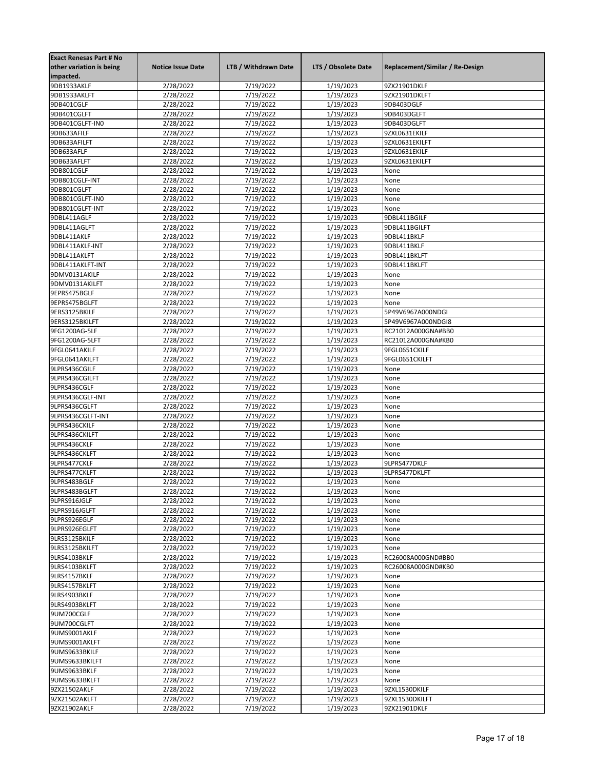| Exact Renesas Part # No other variation is being impacted. | Notice Issue Date | LTB / Withdrawn Date | LTS / Obsolete Date | Replacement/Similar / Re-Design |
|---|---|---|---|---|
| 9DB1933AKLF | 2/28/2022 | 7/19/2022 | 1/19/2023 | 9ZX21901DKLF |
| 9DB1933AKLFT | 2/28/2022 | 7/19/2022 | 1/19/2023 | 9ZX21901DKLFT |
| 9DB401CGLF | 2/28/2022 | 7/19/2022 | 1/19/2023 | 9DB403DGLF |
| 9DB401CGLFT | 2/28/2022 | 7/19/2022 | 1/19/2023 | 9DB403DGLFT |
| 9DB401CGLFT-IN0 | 2/28/2022 | 7/19/2022 | 1/19/2023 | 9DB403DGLFT |
| 9DB633AFILF | 2/28/2022 | 7/19/2022 | 1/19/2023 | 9ZXL0631EKILF |
| 9DB633AFILFT | 2/28/2022 | 7/19/2022 | 1/19/2023 | 9ZXL0631EKILFT |
| 9DB633AFLF | 2/28/2022 | 7/19/2022 | 1/19/2023 | 9ZXL0631EKILF |
| 9DB633AFLFT | 2/28/2022 | 7/19/2022 | 1/19/2023 | 9ZXL0631EKILFT |
| 9DB801CGLF | 2/28/2022 | 7/19/2022 | 1/19/2023 | None |
| 9DB801CGLF-INT | 2/28/2022 | 7/19/2022 | 1/19/2023 | None |
| 9DB801CGLFT | 2/28/2022 | 7/19/2022 | 1/19/2023 | None |
| 9DB801CGLFT-IN0 | 2/28/2022 | 7/19/2022 | 1/19/2023 | None |
| 9DB801CGLFT-INT | 2/28/2022 | 7/19/2022 | 1/19/2023 | None |
| 9DBL411AGLF | 2/28/2022 | 7/19/2022 | 1/19/2023 | 9DBL411BGILF |
| 9DBL411AGLFT | 2/28/2022 | 7/19/2022 | 1/19/2023 | 9DBL411BGILFT |
| 9DBL411AKLF | 2/28/2022 | 7/19/2022 | 1/19/2023 | 9DBL411BKLF |
| 9DBL411AKLF-INT | 2/28/2022 | 7/19/2022 | 1/19/2023 | 9DBL411BKLF |
| 9DBL411AKLFT | 2/28/2022 | 7/19/2022 | 1/19/2023 | 9DBL411BKLFT |
| 9DBL411AKLFT-INT | 2/28/2022 | 7/19/2022 | 1/19/2023 | 9DBL411BKLFT |
| 9DMV0131AKILF | 2/28/2022 | 7/19/2022 | 1/19/2023 | None |
| 9DMV0131AKILFT | 2/28/2022 | 7/19/2022 | 1/19/2023 | None |
| 9EPRS475BGLF | 2/28/2022 | 7/19/2022 | 1/19/2023 | None |
| 9EPRS475BGLFT | 2/28/2022 | 7/19/2022 | 1/19/2023 | None |
| 9ERS3125BKILF | 2/28/2022 | 7/19/2022 | 1/19/2023 | 5P49V6967A000NDGI |
| 9ERS3125BKILFT | 2/28/2022 | 7/19/2022 | 1/19/2023 | 5P49V6967A000NDGI8 |
| 9FG1200AG-5LF | 2/28/2022 | 7/19/2022 | 1/19/2023 | RC21012A000GNA#BB0 |
| 9FG1200AG-5LFT | 2/28/2022 | 7/19/2022 | 1/19/2023 | RC21012A000GNA#KB0 |
| 9FGL0641AKILF | 2/28/2022 | 7/19/2022 | 1/19/2023 | 9FGL0651CKILF |
| 9FGL0641AKILFT | 2/28/2022 | 7/19/2022 | 1/19/2023 | 9FGL0651CKILFT |
| 9LPRS436CGILF | 2/28/2022 | 7/19/2022 | 1/19/2023 | None |
| 9LPRS436CGILFT | 2/28/2022 | 7/19/2022 | 1/19/2023 | None |
| 9LPRS436CGLF | 2/28/2022 | 7/19/2022 | 1/19/2023 | None |
| 9LPRS436CGLF-INT | 2/28/2022 | 7/19/2022 | 1/19/2023 | None |
| 9LPRS436CGLFT | 2/28/2022 | 7/19/2022 | 1/19/2023 | None |
| 9LPRS436CGLFT-INT | 2/28/2022 | 7/19/2022 | 1/19/2023 | None |
| 9LPRS436CKILF | 2/28/2022 | 7/19/2022 | 1/19/2023 | None |
| 9LPRS436CKILFT | 2/28/2022 | 7/19/2022 | 1/19/2023 | None |
| 9LPRS436CKLF | 2/28/2022 | 7/19/2022 | 1/19/2023 | None |
| 9LPRS436CKLFT | 2/28/2022 | 7/19/2022 | 1/19/2023 | None |
| 9LPRS477CKLF | 2/28/2022 | 7/19/2022 | 1/19/2023 | 9LPRS477DKLF |
| 9LPRS477CKLFT | 2/28/2022 | 7/19/2022 | 1/19/2023 | 9LPRS477DKLFT |
| 9LPRS483BGLF | 2/28/2022 | 7/19/2022 | 1/19/2023 | None |
| 9LPRS483BGLFT | 2/28/2022 | 7/19/2022 | 1/19/2023 | None |
| 9LPRS916JGLF | 2/28/2022 | 7/19/2022 | 1/19/2023 | None |
| 9LPRS916JGLFT | 2/28/2022 | 7/19/2022 | 1/19/2023 | None |
| 9LPRS926EGLF | 2/28/2022 | 7/19/2022 | 1/19/2023 | None |
| 9LPRS926EGLFT | 2/28/2022 | 7/19/2022 | 1/19/2023 | None |
| 9LRS3125BKILF | 2/28/2022 | 7/19/2022 | 1/19/2023 | None |
| 9LRS3125BKILFT | 2/28/2022 | 7/19/2022 | 1/19/2023 | None |
| 9LRS4103BKLF | 2/28/2022 | 7/19/2022 | 1/19/2023 | RC26008A000GND#BB0 |
| 9LRS4103BKLFT | 2/28/2022 | 7/19/2022 | 1/19/2023 | RC26008A000GND#KB0 |
| 9LRS4157BKLF | 2/28/2022 | 7/19/2022 | 1/19/2023 | None |
| 9LRS4157BKLFT | 2/28/2022 | 7/19/2022 | 1/19/2023 | None |
| 9LRS4903BKLF | 2/28/2022 | 7/19/2022 | 1/19/2023 | None |
| 9LRS4903BKLFT | 2/28/2022 | 7/19/2022 | 1/19/2023 | None |
| 9UM700CGLF | 2/28/2022 | 7/19/2022 | 1/19/2023 | None |
| 9UM700CGLFT | 2/28/2022 | 7/19/2022 | 1/19/2023 | None |
| 9UMS9001AKLF | 2/28/2022 | 7/19/2022 | 1/19/2023 | None |
| 9UMS9001AKLFT | 2/28/2022 | 7/19/2022 | 1/19/2023 | None |
| 9UMS9633BKILF | 2/28/2022 | 7/19/2022 | 1/19/2023 | None |
| 9UMS9633BKILFT | 2/28/2022 | 7/19/2022 | 1/19/2023 | None |
| 9UMS9633BKLF | 2/28/2022 | 7/19/2022 | 1/19/2023 | None |
| 9UMS9633BKLFT | 2/28/2022 | 7/19/2022 | 1/19/2023 | None |
| 9ZX21502AKLF | 2/28/2022 | 7/19/2022 | 1/19/2023 | 9ZXL1530DKILF |
| 9ZX21502AKLFT | 2/28/2022 | 7/19/2022 | 1/19/2023 | 9ZXL1530DKILFT |
| 9ZX21902AKLF | 2/28/2022 | 7/19/2022 | 1/19/2023 | 9ZX21901DKLF |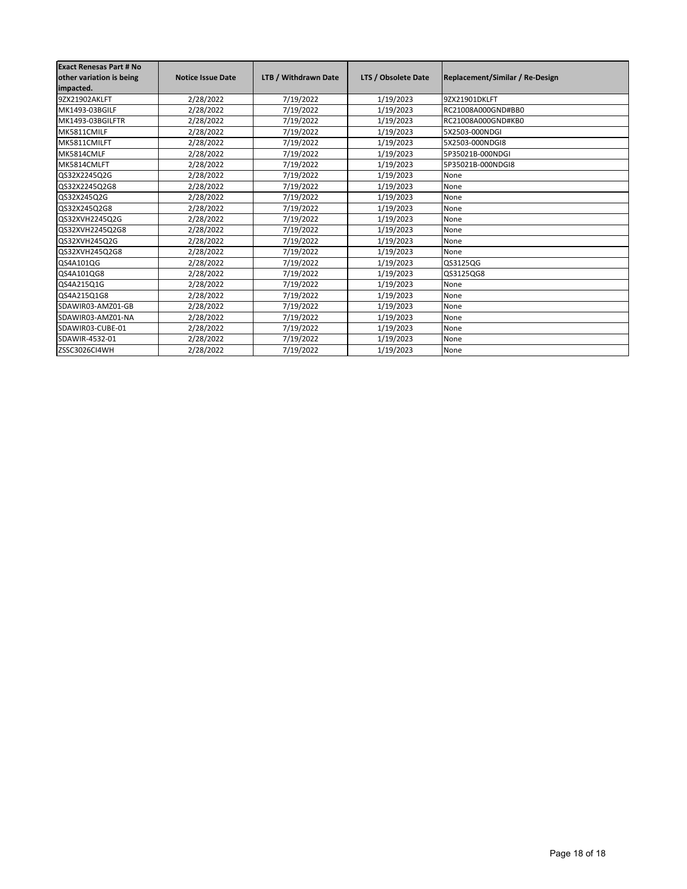| Exact Renesas Part # No other variation is being impacted. | Notice Issue Date | LTB / Withdrawn Date | LTS / Obsolete Date | Replacement/Similar / Re-Design |
| --- | --- | --- | --- | --- |
| 9ZX21902AKLFT | 2/28/2022 | 7/19/2022 | 1/19/2023 | 9ZX21901DKLFT |
| MK1493-03BGILF | 2/28/2022 | 7/19/2022 | 1/19/2023 | RC21008A000GND#BB0 |
| MK1493-03BGILFTR | 2/28/2022 | 7/19/2022 | 1/19/2023 | RC21008A000GND#KB0 |
| MK5811CMILF | 2/28/2022 | 7/19/2022 | 1/19/2023 | 5X2503-000NDGI |
| MK5811CMILFT | 2/28/2022 | 7/19/2022 | 1/19/2023 | 5X2503-000NDGI8 |
| MK5814CMLF | 2/28/2022 | 7/19/2022 | 1/19/2023 | 5P35021B-000NDGI |
| MK5814CMLFT | 2/28/2022 | 7/19/2022 | 1/19/2023 | 5P35021B-000NDGI8 |
| QS32X2245Q2G | 2/28/2022 | 7/19/2022 | 1/19/2023 | None |
| QS32X2245Q2G8 | 2/28/2022 | 7/19/2022 | 1/19/2023 | None |
| QS32X245Q2G | 2/28/2022 | 7/19/2022 | 1/19/2023 | None |
| QS32X245Q2G8 | 2/28/2022 | 7/19/2022 | 1/19/2023 | None |
| QS32XVH2245Q2G | 2/28/2022 | 7/19/2022 | 1/19/2023 | None |
| QS32XVH2245Q2G8 | 2/28/2022 | 7/19/2022 | 1/19/2023 | None |
| QS32XVH245Q2G | 2/28/2022 | 7/19/2022 | 1/19/2023 | None |
| QS32XVH245Q2G8 | 2/28/2022 | 7/19/2022 | 1/19/2023 | None |
| QS4A101QG | 2/28/2022 | 7/19/2022 | 1/19/2023 | QS3125QG |
| QS4A101QG8 | 2/28/2022 | 7/19/2022 | 1/19/2023 | QS3125QG8 |
| QS4A215Q1G | 2/28/2022 | 7/19/2022 | 1/19/2023 | None |
| QS4A215Q1G8 | 2/28/2022 | 7/19/2022 | 1/19/2023 | None |
| SDAWIR03-AMZ01-GB | 2/28/2022 | 7/19/2022 | 1/19/2023 | None |
| SDAWIR03-AMZ01-NA | 2/28/2022 | 7/19/2022 | 1/19/2023 | None |
| SDAWIR03-CUBE-01 | 2/28/2022 | 7/19/2022 | 1/19/2023 | None |
| SDAWIR-4532-01 | 2/28/2022 | 7/19/2022 | 1/19/2023 | None |
| ZSSC3026CI4WH | 2/28/2022 | 7/19/2022 | 1/19/2023 | None |